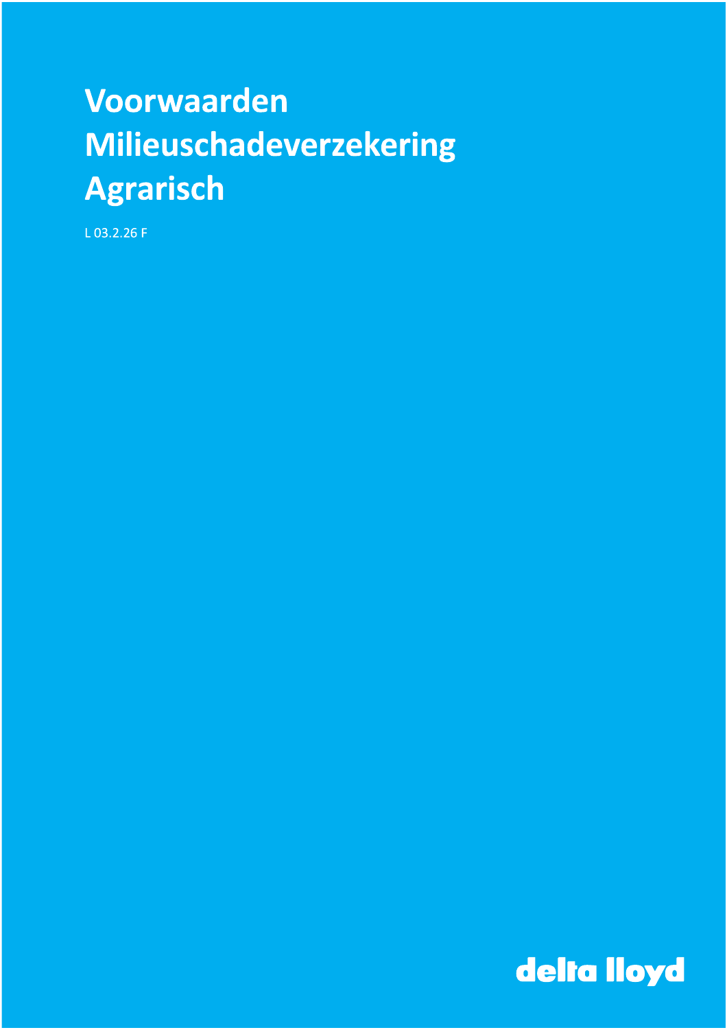# Voorwaarden Milieuschadeverzekering Agrarisch

L 03.2.26 F

delta lloyd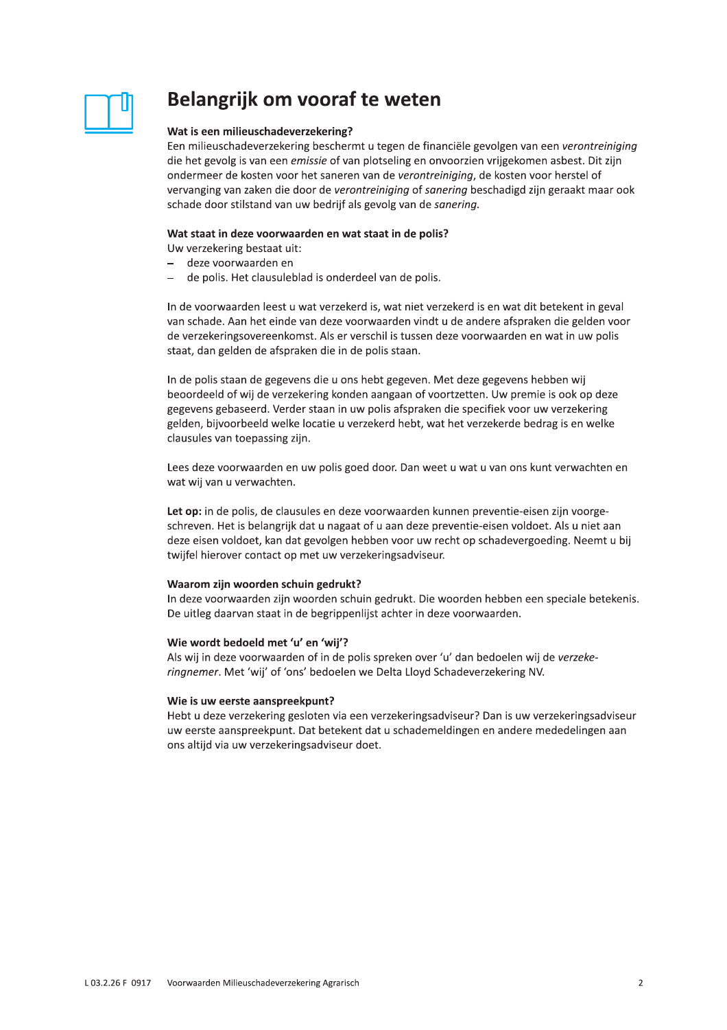# Belangrijk om vooraf te weten

### Wat is een milieuschadeverzekering?

Een milieuschadeverzekering beschermt u tegen de financiële gevolgen van een *verontreiniging* die het gevolg is van een *emissie* of van plotseling en onvoorzien vrijgekomen asbest. Dit zijn ondermeer de kosten voor het saneren van de *verontreiniging*, de kosten voor herstel of vervanging van zaken die door de *verontreiniging* of *sanering* beschadigd zijn geraakt maar ook schade door stilstand van uw bedrijf als gevolg van de *sanering.*

### Wat staat in deze voorwaarden en wat staat in de polis?

Uw verzekering bestaat uit:

- deze voorwaarden en
- de polis. Het clausuleblad is onderdeel van de polis.

In de voorwaarden leest u wat verzekerd is, wat niet verzekerd is en wat dit betekent in geval van schade. Aan het einde van deze voorwaarden vindt u de andere afspraken die gelden voor de verzekeringsovereenkomst. Als er verschil is tussen deze voorwaarden en wat in uw polis staat, dan gelden de afspraken die in de polis staan.

In de polis staan de gegevens die u ons hebt gegeven. Met deze gegevens hebben wij beoordeeld of wij de verzekering konden aangaan of voortzetten. Uw premie is ook op deze gegevens gebaseerd. Verder staan in uw polis afspraken die specifiek voor uw verzekering gelden, bijvoorbeeld welke locatie u verzekerd hebt, wat het verzekerde bedrag is en welke clausules van toepassing zijn.

Lees deze voorwaarden en uw polis goed door. Dan weet u wat u van ons kunt verwachten en wat wij van u verwachten.

**Let op:** in de polis, de clausules en deze voorwaarden kunnen preventie-eisen zijn voorgeschreven. Het is belangrijk dat u nagaat of u aan deze preventie-eisen voldoet. Als u niet aan deze eisen voldoet, kan dat gevolgen hebben voor uw recht op schadevergoeding. Neemt u bij twijfel hierover contact op met uw verzekeringsadviseur.

### Waarom zijn woorden schuin gedrukt?

In deze voorwaarden zijn woorden schuin gedrukt. Die woorden hebben een speciale betekenis. De uitleg daarvan staat in de begrippenlijst achter in deze voorwaarden.

### Wie wordt bedoeld met 'u' en 'wij'?

Als wij in deze voorwaarden of in de polis spreken over 'u' dan bedoelen wij de *verzekeringnemer*. Met 'wij' of 'ons' bedoelen we Delta Lloyd Schadeverzekering NV.

### Wie is uw eerste aanspreekpunt?

Hebt u deze verzekering gesloten via een verzekeringsadviseur? Dan is uw verzekeringsadviseur uw eerste aanspreekpunt. Dat betekent dat u schademeldingen en andere mededelingen aan ons altijd via uw verzekeringsadviseur doet.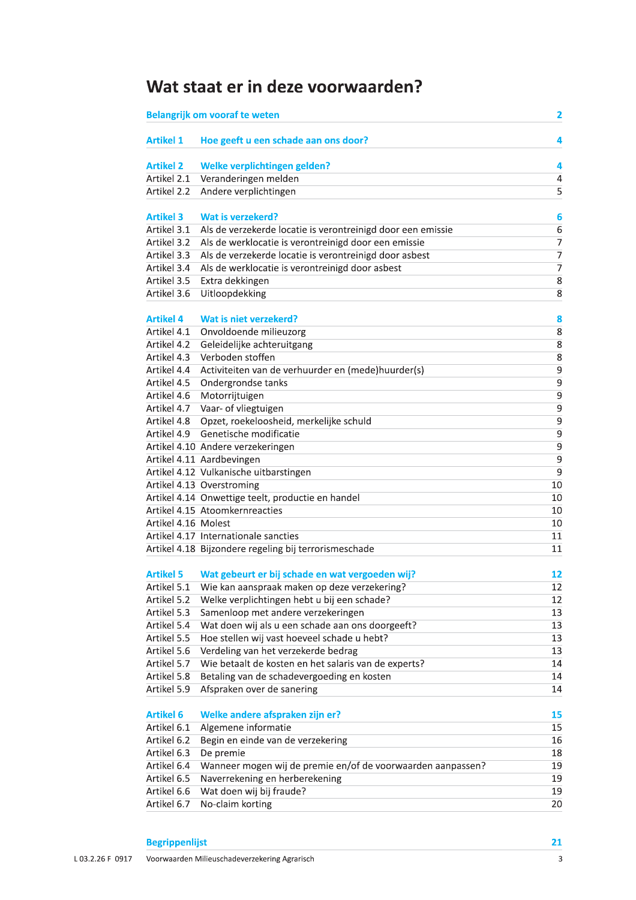# Wat staat er in deze voorwaarden?

| | | |
|---|---|---|
| **Belangrijk om vooraf te weten** | | **2** |
| **Artikel 1** | **Hoe geeft u een schade aan ons door?** | **4** |
| **Artikel 2** | **Welke verplichtingen gelden?** | **4** |
| Artikel 2.1 | Veranderingen melden | 4 |
| Artikel 2.2 | Andere verplichtingen | 5 |
| **Artikel 3** | **Wat is verzekerd?** | **6** |
| Artikel 3.1 | Als de verzekerde locatie is verontreinigd door een emissie | 6 |
| Artikel 3.2 | Als de werklocatie is verontreinigd door een emissie | 7 |
| Artikel 3.3 | Als de verzekerde locatie is verontreinigd door asbest | 7 |
| Artikel 3.4 | Als de werklocatie is verontreinigd door asbest | 7 |
| Artikel 3.5 | Extra dekkingen | 8 |
| Artikel 3.6 | Uitloopdekking | 8 |
| **Artikel 4** | **Wat is niet verzekerd?** | **8** |
| Artikel 4.1 | Onvoldoende milieuzorg | 8 |
| Artikel 4.2 | Geleidelijke achteruitgang | 8 |
| Artikel 4.3 | Verboden stoffen | 8 |
| Artikel 4.4 | Activiteiten van de verhuurder en (mede)huurder(s) | 9 |
| Artikel 4.5 | Ondergrondse tanks | 9 |
| Artikel 4.6 | Motorrijtuigen | 9 |
| Artikel 4.7 | Vaar- of vliegtuigen | 9 |
| Artikel 4.8 | Opzet, roekeloosheid, merkelijke schuld | 9 |
| Artikel 4.9 | Genetische modificatie | 9 |
| Artikel 4.10 | Andere verzekeringen | 9 |
| Artikel 4.11 | Aardbevingen | 9 |
| Artikel 4.12 | Vulkanische uitbarstingen | 9 |
| Artikel 4.13 | Overstroming | 10 |
| Artikel 4.14 | Onwettige teelt, productie en handel | 10 |
| Artikel 4.15 | Atoomkernreacties | 10 |
| Artikel 4.16 | Molest | 10 |
| Artikel 4.17 | Internationale sancties | 11 |
| Artikel 4.18 | Bijzondere regeling bij terrorismeschade | 11 |
| **Artikel 5** | **Wat gebeurt er bij schade en wat vergoeden wij?** | **12** |
| Artikel 5.1 | Wie kan aanspraak maken op deze verzekering? | 12 |
| Artikel 5.2 | Welke verplichtingen hebt u bij een schade? | 12 |
| Artikel 5.3 | Samenloop met andere verzekeringen | 13 |
| Artikel 5.4 | Wat doen wij als u een schade aan ons doorgeeft? | 13 |
| Artikel 5.5 | Hoe stellen wij vast hoeveel schade u hebt? | 13 |
| Artikel 5.6 | Verdeling van het verzekerde bedrag | 13 |
| Artikel 5.7 | Wie betaalt de kosten en het salaris van de experts? | 14 |
| Artikel 5.8 | Betaling van de schadevergoeding en kosten | 14 |
| Artikel 5.9 | Afspraken over de sanering | 14 |
| **Artikel 6** | **Welke andere afspraken zijn er?** | **15** |
| Artikel 6.1 | Algemene informatie | 15 |
| Artikel 6.2 | Begin en einde van de verzekering | 16 |
| Artikel 6.3 | De premie | 18 |
| Artikel 6.4 | Wanneer mogen wij de premie en/of de voorwaarden aanpassen? | 19 |
| Artikel 6.5 | Naverrekening en herberekening | 19 |
| Artikel 6.6 | Wat doen wij bij fraude? | 19 |
| Artikel 6.7 | No-claim korting | 20 |
| **Begrippenlijst** | | **21** |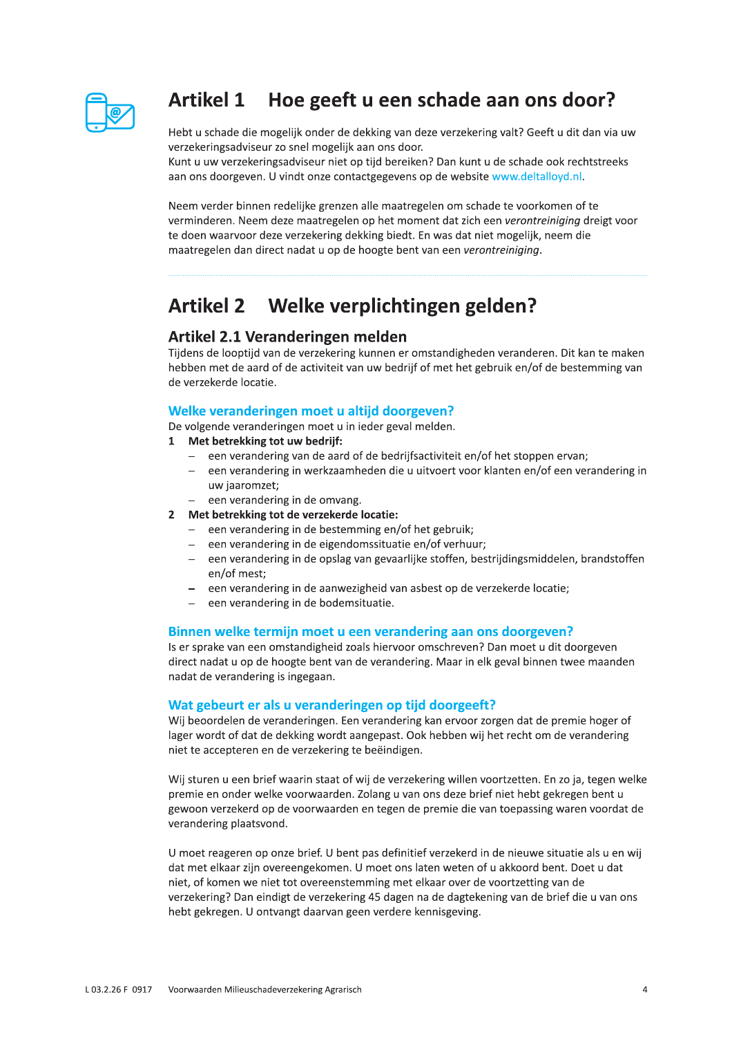# Artikel 1 Hoe geeft u een schade aan ons door?

Hebt u schade die mogelijk onder de dekking van deze verzekering valt? Geeft u dit dan via uw verzekeringsadviseur zo snel mogelijk aan ons door.
Kunt u uw verzekeringsadviseur niet op tijd bereiken? Dan kunt u de schade ook rechtstreeks aan ons doorgeven. U vindt onze contactgegevens op de website www.deltalloyd.nl.

Neem verder binnen redelijke grenzen alle maatregelen om schade te voorkomen of te verminderen. Neem deze maatregelen op het moment dat zich een *verontreiniging* dreigt voor te doen waarvoor deze verzekering dekking biedt. En was dat niet mogelijk, neem die maatregelen dan direct nadat u op de hoogte bent van een *verontreiniging*.

# Artikel 2 Welke verplichtingen gelden?

## Artikel 2.1 Veranderingen melden

Tijdens de looptijd van de verzekering kunnen er omstandigheden veranderen. Dit kan te maken hebben met de aard of de activiteit van uw bedrijf of met het gebruik en/of de bestemming van de verzekerde locatie.

### Welke veranderingen moet u altijd doorgeven?

De volgende veranderingen moet u in ieder geval melden.

1. **Met betrekking tot uw bedrijf:**
   - een verandering van de aard of de bedrijfsactiviteit en/of het stoppen ervan;
   - een verandering in werkzaamheden die u uitvoert voor klanten en/of een verandering in uw jaaromzet;
   - een verandering in de omvang.
2. **Met betrekking tot de verzekerde locatie:**
   - een verandering in de bestemming en/of het gebruik;
   - een verandering in de eigendomssituatie en/of verhuur;
   - een verandering in de opslag van gevaarlijke stoffen, bestrijdingsmiddelen, brandstoffen en/of mest;
   - een verandering in de aanwezigheid van asbest op de verzekerde locatie;
   - een verandering in de bodemsituatie.

### Binnen welke termijn moet u een verandering aan ons doorgeven?

Is er sprake van een omstandigheid zoals hiervoor omschreven? Dan moet u dit doorgeven direct nadat u op de hoogte bent van de verandering. Maar in elk geval binnen twee maanden nadat de verandering is ingegaan.

### Wat gebeurt er als u veranderingen op tijd doorgeeft?

Wij beoordelen de veranderingen. Een verandering kan ervoor zorgen dat de premie hoger of lager wordt of dat de dekking wordt aangepast. Ook hebben wij het recht om de verandering niet te accepteren en de verzekering te beëindigen.

Wij sturen u een brief waarin staat of wij de verzekering willen voortzetten. En zo ja, tegen welke premie en onder welke voorwaarden. Zolang u van ons deze brief niet hebt gekregen bent u gewoon verzekerd op de voorwaarden en tegen de premie die van toepassing waren voordat de verandering plaatsvond.

U moet reageren op onze brief. U bent pas definitief verzekerd in de nieuwe situatie als u en wij dat met elkaar zijn overeengekomen. U moet ons laten weten of u akkoord bent. Doet u dat niet, of komen we niet tot overeenstemming met elkaar over de voortzetting van de verzekering? Dan eindigt de verzekering 45 dagen na de dagtekening van de brief die u van ons hebt gekregen. U ontvangt daarvan geen verdere kennisgeving.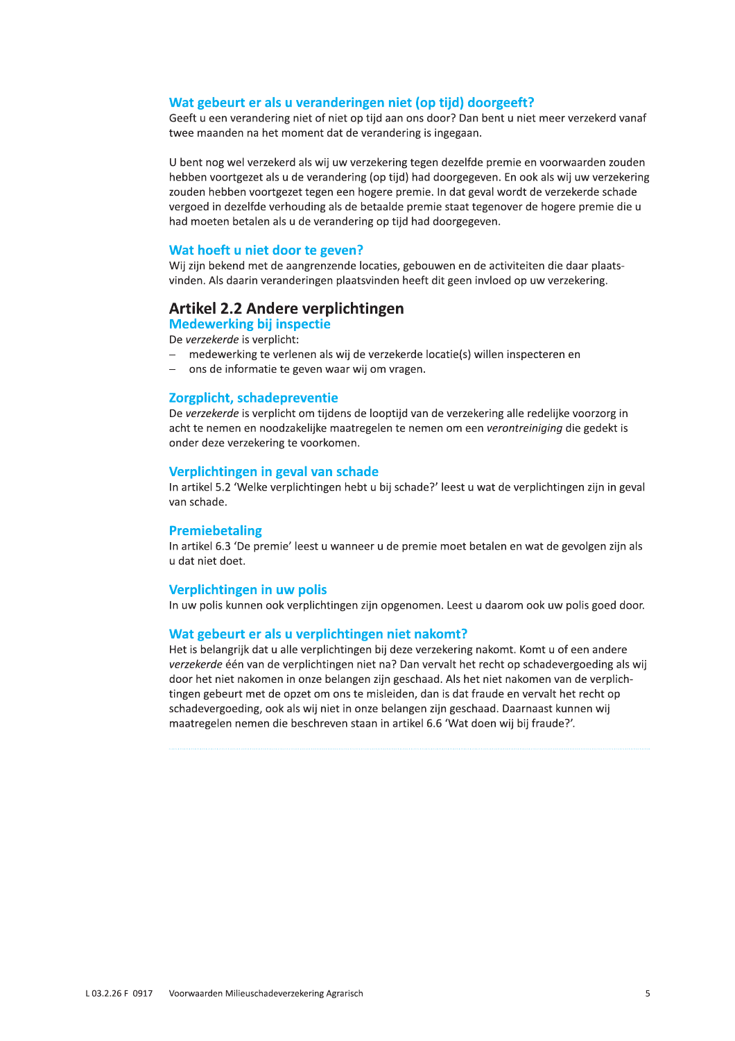### Wat gebeurt er als u veranderingen niet (op tijd) doorgeeft?

Geeft u een verandering niet of niet op tijd aan ons door? Dan bent u niet meer verzekerd vanaf twee maanden na het moment dat de verandering is ingegaan.

U bent nog wel verzekerd als wij uw verzekering tegen dezelfde premie en voorwaarden zouden hebben voortgezet als u de verandering (op tijd) had doorgegeven. En ook als wij uw verzekering zouden hebben voortgezet tegen een hogere premie. In dat geval wordt de verzekerde schade vergoed in dezelfde verhouding als de betaalde premie staat tegenover de hogere premie die u had moeten betalen als u de verandering op tijd had doorgegeven.

### Wat hoeft u niet door te geven?

Wij zijn bekend met de aangrenzende locaties, gebouwen en de activiteiten die daar plaatsvinden. Als daarin veranderingen plaatsvinden heeft dit geen invloed op uw verzekering.

## Artikel 2.2 Andere verplichtingen

### Medewerking bij inspectie

De *verzekerde* is verplicht:

- medewerking te verlenen als wij de verzekerde locatie(s) willen inspecteren en
- ons de informatie te geven waar wij om vragen.

### Zorgplicht, schadepreventie

De *verzekerde* is verplicht om tijdens de looptijd van de verzekering alle redelijke voorzorg in acht te nemen en noodzakelijke maatregelen te nemen om een *verontreiniging* die gedekt is onder deze verzekering te voorkomen.

### Verplichtingen in geval van schade

In artikel 5.2 'Welke verplichtingen hebt u bij schade?' leest u wat de verplichtingen zijn in geval van schade.

### Premiebetaling

In artikel 6.3 'De premie' leest u wanneer u de premie moet betalen en wat de gevolgen zijn als u dat niet doet.

### Verplichtingen in uw polis

In uw polis kunnen ook verplichtingen zijn opgenomen. Leest u daarom ook uw polis goed door.

### Wat gebeurt er als u verplichtingen niet nakomt?

Het is belangrijk dat u alle verplichtingen bij deze verzekering nakomt. Komt u of een andere *verzekerde* één van de verplichtingen niet na? Dan vervalt het recht op schadevergoeding als wij door het niet nakomen in onze belangen zijn geschaad. Als het niet nakomen van de verplichtingen gebeurt met de opzet om ons te misleiden, dan is dat fraude en vervalt het recht op schadevergoeding, ook als wij niet in onze belangen zijn geschaad. Daarnaast kunnen wij maatregelen nemen die beschreven staan in artikel 6.6 'Wat doen wij bij fraude?'.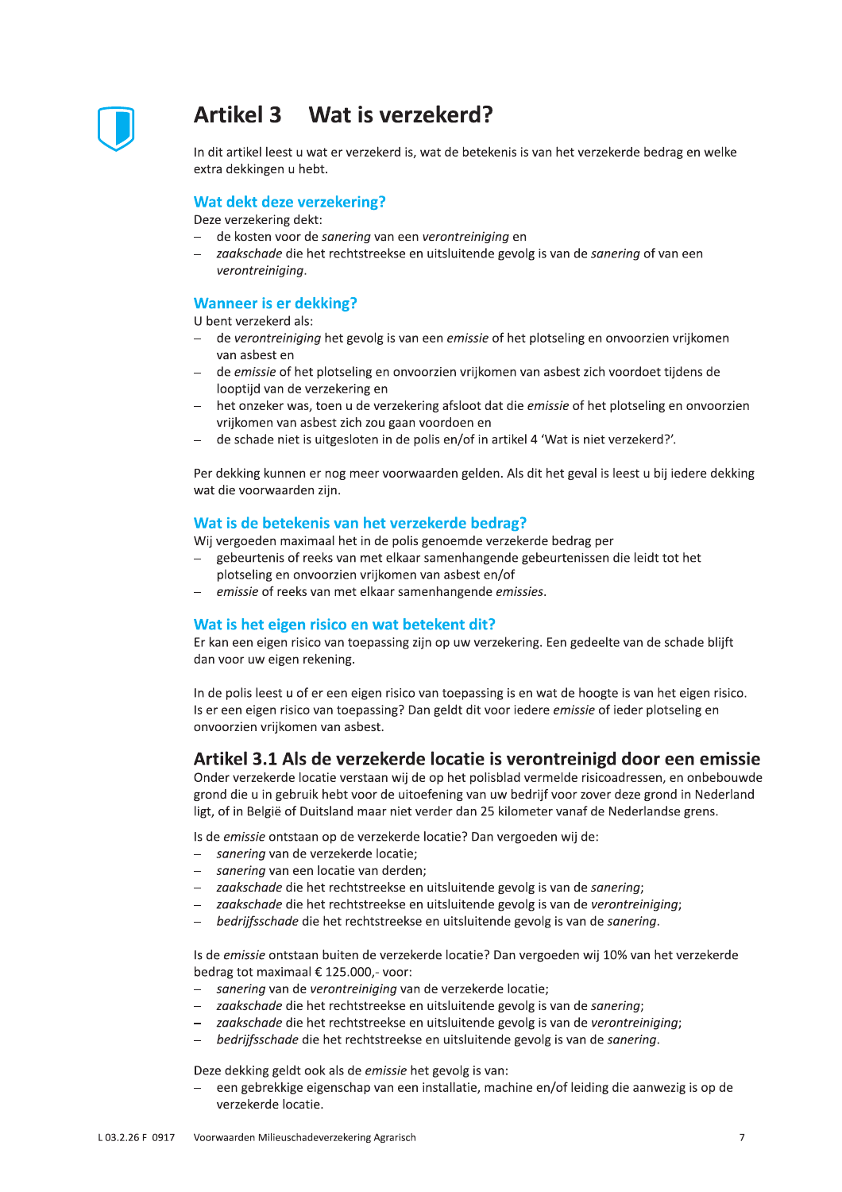# Artikel 3 Wat is verzekerd?

In dit artikel leest u wat er verzekerd is, wat de betekenis is van het verzekerde bedrag en welke extra dekkingen u hebt.

### Wat dekt deze verzekering?

Deze verzekering dekt:

- de kosten voor de *sanering* van een *verontreiniging* en
- *zaakschade* die het rechtstreekse en uitsluitende gevolg is van de *sanering* of van een *verontreiniging*.

### Wanneer is er dekking?

U bent verzekerd als:

- de *verontreiniging* het gevolg is van een *emissie* of het plotseling en onvoorzien vrijkomen van asbest en
- de *emissie* of het plotseling en onvoorzien vrijkomen van asbest zich voordoet tijdens de looptijd van de verzekering en
- het onzeker was, toen u de verzekering afsloot dat die *emissie* of het plotseling en onvoorzien vrijkomen van asbest zich zou gaan voordoen en
- de schade niet is uitgesloten in de polis en/of in artikel 4 'Wat is niet verzekerd?'.

Per dekking kunnen er nog meer voorwaarden gelden. Als dit het geval is leest u bij iedere dekking wat die voorwaarden zijn.

### Wat is de betekenis van het verzekerde bedrag?

Wij vergoeden maximaal het in de polis genoemde verzekerde bedrag per

- gebeurtenis of reeks van met elkaar samenhangende gebeurtenissen die leidt tot het plotseling en onvoorzien vrijkomen van asbest en/of
- *emissie* of reeks van met elkaar samenhangende *emissies*.

### Wat is het eigen risico en wat betekent dit?

Er kan een eigen risico van toepassing zijn op uw verzekering. Een gedeelte van de schade blijft dan voor uw eigen rekening.

In de polis leest u of er een eigen risico van toepassing is en wat de hoogte is van het eigen risico. Is er een eigen risico van toepassing? Dan geldt dit voor iedere *emissie* of ieder plotseling en onvoorzien vrijkomen van asbest.

## Artikel 3.1 Als de verzekerde locatie is verontreinigd door een emissie

Onder verzekerde locatie verstaan wij de op het polisblad vermelde risicoadressen, en onbebouwde grond die u in gebruik hebt voor de uitoefening van uw bedrijf voor zover deze grond in Nederland ligt, of in België of Duitsland maar niet verder dan 25 kilometer vanaf de Nederlandse grens.

Is de *emissie* ontstaan op de verzekerde locatie? Dan vergoeden wij de:

- *sanering* van de verzekerde locatie;
- *sanering* van een locatie van derden;
- *zaakschade* die het rechtstreekse en uitsluitende gevolg is van de *sanering*;
- *zaakschade* die het rechtstreekse en uitsluitende gevolg is van de *verontreiniging*;
- *bedrijfsschade* die het rechtstreekse en uitsluitende gevolg is van de *sanering*.

Is de *emissie* ontstaan buiten de verzekerde locatie? Dan vergoeden wij 10% van het verzekerde bedrag tot maximaal € 125.000,- voor:

- *sanering* van de *verontreiniging* van de verzekerde locatie;
- *zaakschade* die het rechtstreekse en uitsluitende gevolg is van de *sanering*;
- *zaakschade* die het rechtstreekse en uitsluitende gevolg is van de *verontreiniging*;
- *bedrijfsschade* die het rechtstreekse en uitsluitende gevolg is van de *sanering*.

Deze dekking geldt ook als de *emissie* het gevolg is van:

- een gebrekkige eigenschap van een installatie, machine en/of leiding die aanwezig is op de verzekerde locatie.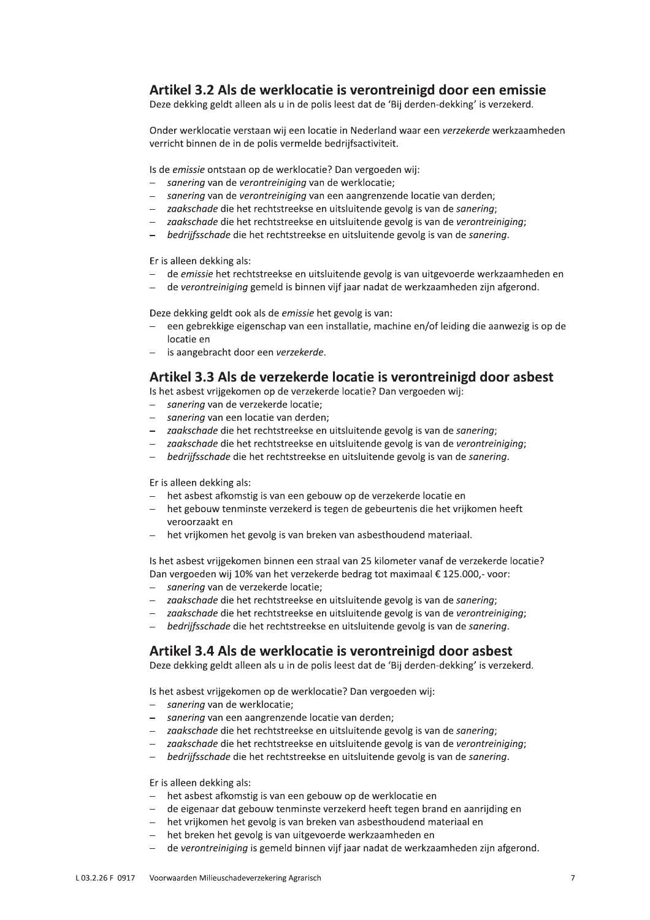## Artikel 3.2 Als de werklocatie is verontreinigd door een emissie

Deze dekking geldt alleen als u in de polis leest dat de 'Bij derden-dekking' is verzekerd.

Onder werklocatie verstaan wij een locatie in Nederland waar een *verzekerde* werkzaamheden verricht binnen de in de polis vermelde bedrijfsactiviteit.

Is de *emissie* ontstaan op de werklocatie? Dan vergoeden wij:

- *sanering* van de *verontreiniging* van de werklocatie;
- *sanering* van de *verontreiniging* van een aangrenzende locatie van derden;
- *zaakschade* die het rechtstreekse en uitsluitende gevolg is van de *sanering*;
- *zaakschade* die het rechtstreekse en uitsluitende gevolg is van de *verontreiniging*;
- *bedrijfsschade* die het rechtstreekse en uitsluitende gevolg is van de *sanering*.

Er is alleen dekking als:

- de *emissie* het rechtstreekse en uitsluitende gevolg is van uitgevoerde werkzaamheden en
- de *verontreiniging* gemeld is binnen vijf jaar nadat de werkzaamheden zijn afgerond.

Deze dekking geldt ook als de *emissie* het gevolg is van:

- een gebrekkige eigenschap van een installatie, machine en/of leiding die aanwezig is op de locatie en
- is aangebracht door een *verzekerde*.

## Artikel 3.3 Als de verzekerde locatie is verontreinigd door asbest

Is het asbest vrijgekomen op de verzekerde locatie? Dan vergoeden wij:

- *sanering* van de verzekerde locatie;
- *sanering* van een locatie van derden;
- *zaakschade* die het rechtstreekse en uitsluitende gevolg is van de *sanering*;
- *zaakschade* die het rechtstreekse en uitsluitende gevolg is van de *verontreiniging*;
- *bedrijfsschade* die het rechtstreekse en uitsluitende gevolg is van de *sanering*.

Er is alleen dekking als:

- het asbest afkomstig is van een gebouw op de verzekerde locatie en
- het gebouw tenminste verzekerd is tegen de gebeurtenis die het vrijkomen heeft veroorzaakt en
- het vrijkomen het gevolg is van breken van asbesthoudend materiaal.

Is het asbest vrijgekomen binnen een straal van 25 kilometer vanaf de verzekerde locatie? Dan vergoeden wij 10% van het verzekerde bedrag tot maximaal € 125.000,- voor:

- *sanering* van de verzekerde locatie;
- *zaakschade* die het rechtstreekse en uitsluitende gevolg is van de *sanering*;
- *zaakschade* die het rechtstreekse en uitsluitende gevolg is van de *verontreiniging*;
- *bedrijfsschade* die het rechtstreekse en uitsluitende gevolg is van de *sanering*.

## Artikel 3.4 Als de werklocatie is verontreinigd door asbest

Deze dekking geldt alleen als u in de polis leest dat de 'Bij derden-dekking' is verzekerd.

Is het asbest vrijgekomen op de werklocatie? Dan vergoeden wij:

- *sanering* van de werklocatie;
- *sanering* van een aangrenzende locatie van derden;
- *zaakschade* die het rechtstreekse en uitsluitende gevolg is van de *sanering*;
- *zaakschade* die het rechtstreekse en uitsluitende gevolg is van de *verontreiniging*;
- *bedrijfsschade* die het rechtstreekse en uitsluitende gevolg is van de *sanering*.

Er is alleen dekking als:

- het asbest afkomstig is van een gebouw op de werklocatie en
- de eigenaar dat gebouw tenminste verzekerd heeft tegen brand en aanrijding en
- het vrijkomen het gevolg is van breken van asbesthoudend materiaal en
- het breken het gevolg is van uitgevoerde werkzaamheden en
- de *verontreiniging* is gemeld binnen vijf jaar nadat de werkzaamheden zijn afgerond.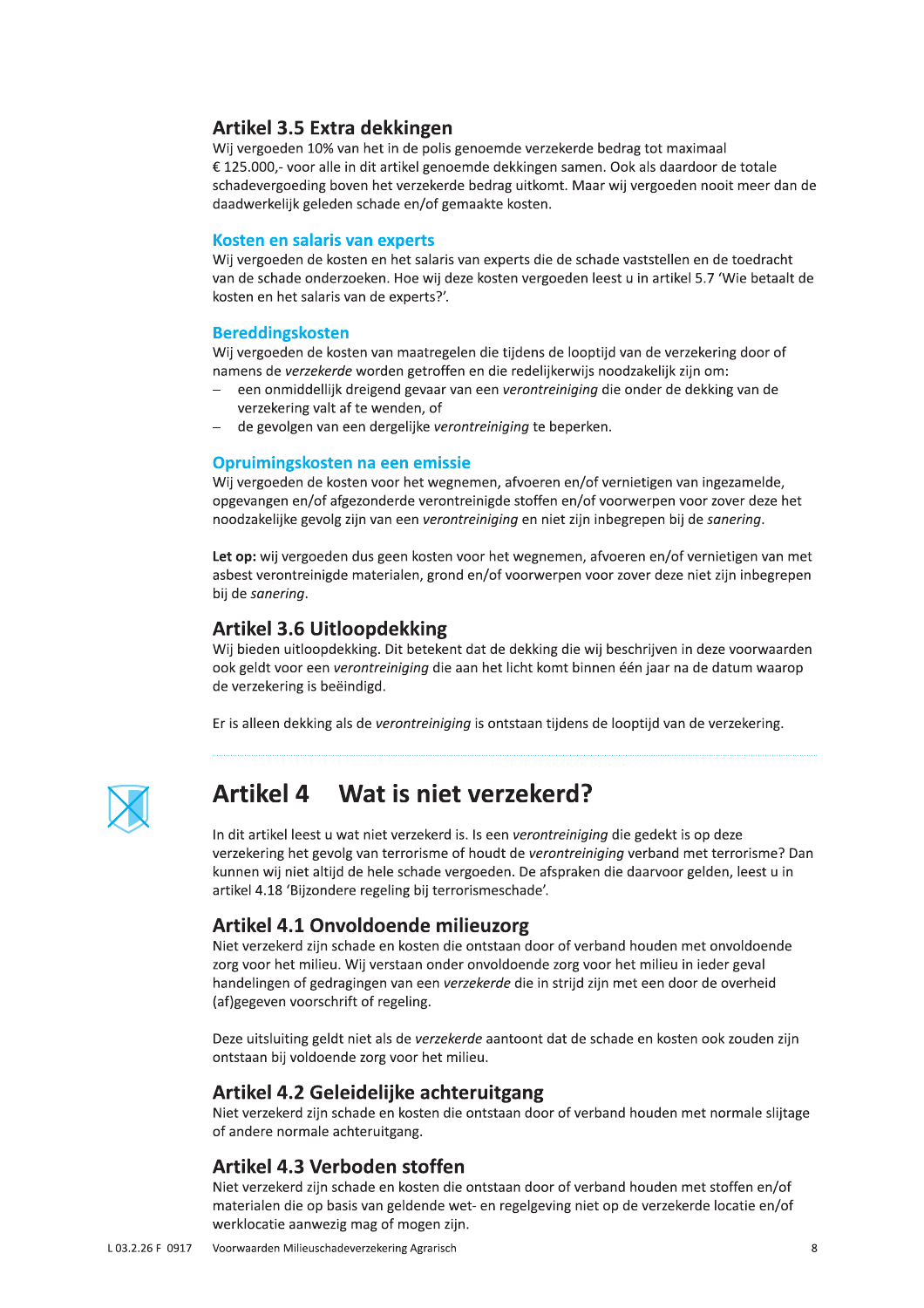## Artikel 3.5 Extra dekkingen

Wij vergoeden 10% van het in de polis genoemde verzekerde bedrag tot maximaal € 125.000,- voor alle in dit artikel genoemde dekkingen samen. Ook als daardoor de totale schadevergoeding boven het verzekerde bedrag uitkomt. Maar wij vergoeden nooit meer dan de daadwerkelijk geleden schade en/of gemaakte kosten.

### Kosten en salaris van experts

Wij vergoeden de kosten en het salaris van experts die de schade vaststellen en de toedracht van de schade onderzoeken. Hoe wij deze kosten vergoeden leest u in artikel 5.7 'Wie betaalt de kosten en het salaris van de experts?'.

### Bereddingskosten

Wij vergoeden de kosten van maatregelen die tijdens de looptijd van de verzekering door of namens de *verzekerde* worden getroffen en die redelijkerwijs noodzakelijk zijn om:

- een onmiddellijk dreigend gevaar van een *verontreiniging* die onder de dekking van de verzekering valt af te wenden, of
- de gevolgen van een dergelijke *verontreiniging* te beperken.

### Opruimingskosten na een emissie

Wij vergoeden de kosten voor het wegnemen, afvoeren en/of vernietigen van ingezamelde, opgevangen en/of afgezonderde verontreinigde stoffen en/of voorwerpen voor zover deze het noodzakelijke gevolg zijn van een *verontreiniging* en niet zijn inbegrepen bij de *sanering*.

**Let op:** wij vergoeden dus geen kosten voor het wegnemen, afvoeren en/of vernietigen van met asbest verontreinigde materialen, grond en/of voorwerpen voor zover deze niet zijn inbegrepen bij de *sanering*.

## Artikel 3.6 Uitloopdekking

Wij bieden uitloopdekking. Dit betekent dat de dekking die wij beschrijven in deze voorwaarden ook geldt voor een *verontreiniging* die aan het licht komt binnen één jaar na de datum waarop de verzekering is beëindigd.

Er is alleen dekking als de *verontreiniging* is ontstaan tijdens de looptijd van de verzekering.

# Artikel 4 Wat is niet verzekerd?

In dit artikel leest u wat niet verzekerd is. Is een *verontreiniging* die gedekt is op deze verzekering het gevolg van terrorisme of houdt de *verontreiniging* verband met terrorisme? Dan kunnen wij niet altijd de hele schade vergoeden. De afspraken die daarvoor gelden, leest u in artikel 4.18 'Bijzondere regeling bij terrorismeschade'.

## Artikel 4.1 Onvoldoende milieuzorg

Niet verzekerd zijn schade en kosten die ontstaan door of verband houden met onvoldoende zorg voor het milieu. Wij verstaan onder onvoldoende zorg voor het milieu in ieder geval handelingen of gedragingen van een *verzekerde* die in strijd zijn met een door de overheid (af)gegeven voorschrift of regeling.

Deze uitsluiting geldt niet als de *verzekerde* aantoont dat de schade en kosten ook zouden zijn ontstaan bij voldoende zorg voor het milieu.

## Artikel 4.2 Geleidelijke achteruitgang

Niet verzekerd zijn schade en kosten die ontstaan door of verband houden met normale slijtage of andere normale achteruitgang.

## Artikel 4.3 Verboden stoffen

Niet verzekerd zijn schade en kosten die ontstaan door of verband houden met stoffen en/of materialen die op basis van geldende wet- en regelgeving niet op de verzekerde locatie en/of werklocatie aanwezig mag of mogen zijn.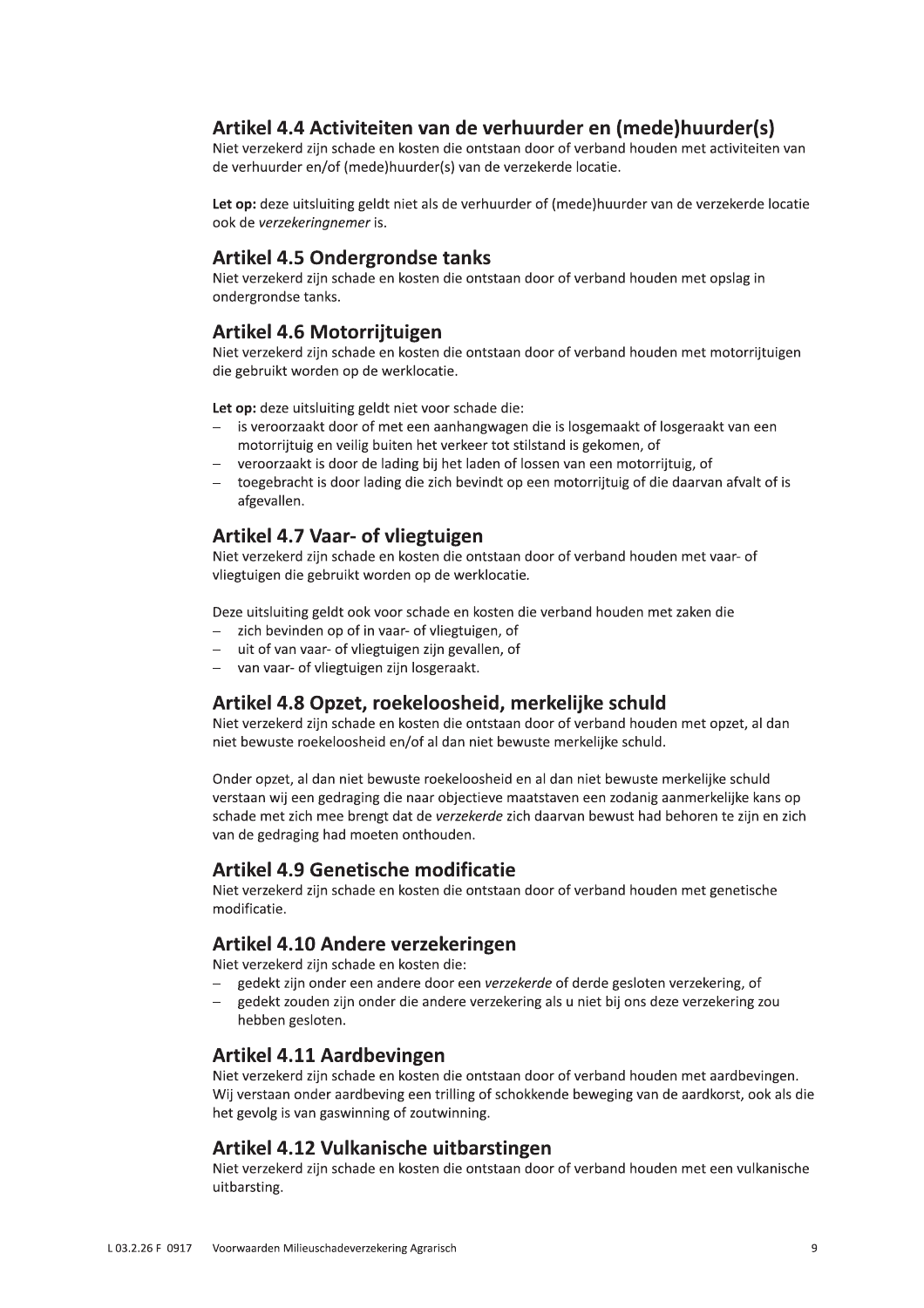## Artikel 4.4 Activiteiten van de verhuurder en (mede)huurder(s)

Niet verzekerd zijn schade en kosten die ontstaan door of verband houden met activiteiten van de verhuurder en/of (mede)huurder(s) van de verzekerde locatie.

**Let op:** deze uitsluiting geldt niet als de verhuurder of (mede)huurder van de verzekerde locatie ook de *verzekeringnemer* is.

## Artikel 4.5 Ondergrondse tanks

Niet verzekerd zijn schade en kosten die ontstaan door of verband houden met opslag in ondergrondse tanks.

## Artikel 4.6 Motorrijtuigen

Niet verzekerd zijn schade en kosten die ontstaan door of verband houden met motorrijtuigen die gebruikt worden op de werklocatie.

**Let op:** deze uitsluiting geldt niet voor schade die:

- is veroorzaakt door of met een aanhangwagen die is losgemaakt of losgeraakt van een motorrijtuig en veilig buiten het verkeer tot stilstand is gekomen, of
- veroorzaakt is door de lading bij het laden of lossen van een motorrijtuig, of
- toegebracht is door lading die zich bevindt op een motorrijtuig of die daarvan afvalt of is afgevallen.

## Artikel 4.7 Vaar- of vliegtuigen

Niet verzekerd zijn schade en kosten die ontstaan door of verband houden met vaar- of vliegtuigen die gebruikt worden op de werklocatie.

Deze uitsluiting geldt ook voor schade en kosten die verband houden met zaken die

- zich bevinden op of in vaar- of vliegtuigen, of
- uit of van vaar- of vliegtuigen zijn gevallen, of
- van vaar- of vliegtuigen zijn losgeraakt.

## Artikel 4.8 Opzet, roekeloosheid, merkelijke schuld

Niet verzekerd zijn schade en kosten die ontstaan door of verband houden met opzet, al dan niet bewuste roekeloosheid en/of al dan niet bewuste merkelijke schuld.

Onder opzet, al dan niet bewuste roekeloosheid en al dan niet bewuste merkelijke schuld verstaan wij een gedraging die naar objectieve maatstaven een zodanig aanmerkelijke kans op schade met zich mee brengt dat de *verzekerde* zich daarvan bewust had behoren te zijn en zich van de gedraging had moeten onthouden.

## Artikel 4.9 Genetische modificatie

Niet verzekerd zijn schade en kosten die ontstaan door of verband houden met genetische modificatie.

## Artikel 4.10 Andere verzekeringen

Niet verzekerd zijn schade en kosten die:

- gedekt zijn onder een andere door een *verzekerde* of derde gesloten verzekering, of
- gedekt zouden zijn onder die andere verzekering als u niet bij ons deze verzekering zou hebben gesloten.

## Artikel 4.11 Aardbevingen

Niet verzekerd zijn schade en kosten die ontstaan door of verband houden met aardbevingen. Wij verstaan onder aardbeving een trilling of schokkende beweging van de aardkorst, ook als die het gevolg is van gaswinning of zoutwinning.

## Artikel 4.12 Vulkanische uitbarstingen

Niet verzekerd zijn schade en kosten die ontstaan door of verband houden met een vulkanische uitbarsting.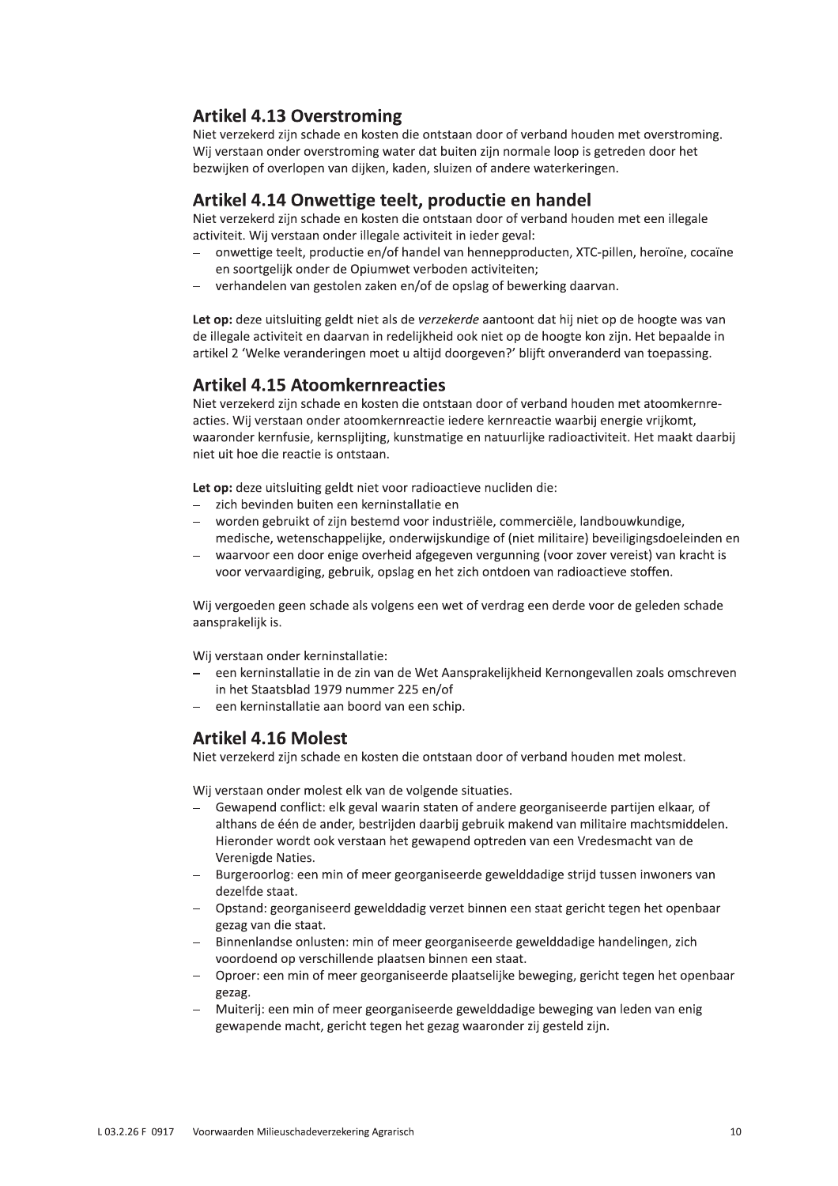## Artikel 4.13 Overstroming

Niet verzekerd zijn schade en kosten die ontstaan door of verband houden met overstroming. Wij verstaan onder overstroming water dat buiten zijn normale loop is getreden door het bezwijken of overlopen van dijken, kaden, sluizen of andere waterkeringen.

## Artikel 4.14 Onwettige teelt, productie en handel

Niet verzekerd zijn schade en kosten die ontstaan door of verband houden met een illegale activiteit. Wij verstaan onder illegale activiteit in ieder geval:

- onwettige teelt, productie en/of handel van hennepproducten, XTC-pillen, heroïne, cocaïne en soortgelijk onder de Opiumwet verboden activiteiten;
- verhandelen van gestolen zaken en/of de opslag of bewerking daarvan.

**Let op:** deze uitsluiting geldt niet als de *verzekerde* aantoont dat hij niet op de hoogte was van de illegale activiteit en daarvan in redelijkheid ook niet op de hoogte kon zijn. Het bepaalde in artikel 2 'Welke veranderingen moet u altijd doorgeven?' blijft onveranderd van toepassing.

## Artikel 4.15 Atoomkernreacties

Niet verzekerd zijn schade en kosten die ontstaan door of verband houden met atoomkernreacties. Wij verstaan onder atoomkernreactie iedere kernreactie waarbij energie vrijkomt, waaronder kernfusie, kernsplijting, kunstmatige en natuurlijke radioactiviteit. Het maakt daarbij niet uit hoe die reactie is ontstaan.

**Let op:** deze uitsluiting geldt niet voor radioactieve nucliden die:

- zich bevinden buiten een kerninstallatie en
- worden gebruikt of zijn bestemd voor industriële, commerciële, landbouwkundige, medische, wetenschappelijke, onderwijskundige of (niet militaire) beveiligingsdoeleinden en
- waarvoor een door enige overheid afgegeven vergunning (voor zover vereist) van kracht is voor vervaardiging, gebruik, opslag en het zich ontdoen van radioactieve stoffen.

Wij vergoeden geen schade als volgens een wet of verdrag een derde voor de geleden schade aansprakelijk is.

Wij verstaan onder kerninstallatie:

- een kerninstallatie in de zin van de Wet Aansprakelijkheid Kernongevallen zoals omschreven in het Staatsblad 1979 nummer 225 en/of
- een kerninstallatie aan boord van een schip.

## Artikel 4.16 Molest

Niet verzekerd zijn schade en kosten die ontstaan door of verband houden met molest.

Wij verstaan onder molest elk van de volgende situaties.

- Gewapend conflict: elk geval waarin staten of andere georganiseerde partijen elkaar, of althans de één de ander, bestrijden daarbij gebruik makend van militaire machtsmiddelen. Hieronder wordt ook verstaan het gewapend optreden van een Vredesmacht van de Verenigde Naties.
- Burgeroorlog: een min of meer georganiseerde gewelddadige strijd tussen inwoners van dezelfde staat.
- Opstand: georganiseerd gewelddadig verzet binnen een staat gericht tegen het openbaar gezag van die staat.
- Binnenlandse onlusten: min of meer georganiseerde gewelddadige handelingen, zich voordoend op verschillende plaatsen binnen een staat.
- Oproer: een min of meer georganiseerde plaatselijke beweging, gericht tegen het openbaar gezag.
- Muiterij: een min of meer georganiseerde gewelddadige beweging van leden van enig gewapende macht, gericht tegen het gezag waaronder zij gesteld zijn.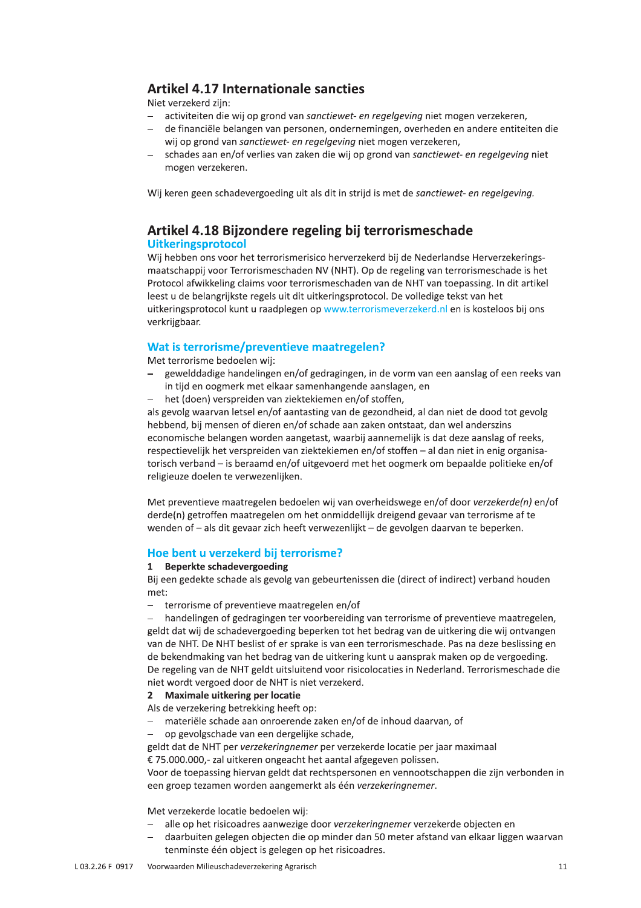## Artikel 4.17 Internationale sancties

Niet verzekerd zijn:

- activiteiten die wij op grond van *sanctiewet- en regelgeving* niet mogen verzekeren,
- de financiële belangen van personen, ondernemingen, overheden en andere entiteiten die wij op grond van *sanctiewet- en regelgeving* niet mogen verzekeren,
- schades aan en/of verlies van zaken die wij op grond van *sanctiewet- en regelgeving* niet mogen verzekeren.

Wij keren geen schadevergoeding uit als dit in strijd is met de *sanctiewet- en regelgeving.*

## Artikel 4.18 Bijzondere regeling bij terrorismeschade

### Uitkeringsprotocol

Wij hebben ons voor het terrorismerisico herverzekerd bij de Nederlandse Herverzekeringsmaatschappij voor Terrorismeschaden NV (NHT). Op de regeling van terrorismeschade is het Protocol afwikkeling claims voor terrorismeschaden van de NHT van toepassing. In dit artikel leest u de belangrijkste regels uit dit uitkeringsprotocol. De volledige tekst van het uitkeringsprotocol kunt u raadplegen op www.terrorismeverzekerd.nl en is kosteloos bij ons verkrijgbaar.

### Wat is terrorisme/preventieve maatregelen?

Met terrorisme bedoelen wij:

- gewelddadige handelingen en/of gedragingen, in de vorm van een aanslag of een reeks van in tijd en oogmerk met elkaar samenhangende aanslagen, en
- het (doen) verspreiden van ziektekiemen en/of stoffen,

als gevolg waarvan letsel en/of aantasting van de gezondheid, al dan niet de dood tot gevolg hebbend, bij mensen of dieren en/of schade aan zaken ontstaat, dan wel anderszins economische belangen worden aangetast, waarbij aannemelijk is dat deze aanslag of reeks, respectievelijk het verspreiden van ziektekiemen en/of stoffen – al dan niet in enig organisatorisch verband – is beraamd en/of uitgevoerd met het oogmerk om bepaalde politieke en/of religieuze doelen te verwezenlijken.

Met preventieve maatregelen bedoelen wij van overheidswege en/of door *verzekerde(n)* en/of derde(n) getroffen maatregelen om het onmiddellijk dreigend gevaar van terrorisme af te wenden of – als dit gevaar zich heeft verwezenlijkt – de gevolgen daarvan te beperken.

### Hoe bent u verzekerd bij terrorisme?

**1 Beperkte schadevergoeding**

Bij een gedekte schade als gevolg van gebeurtenissen die (direct of indirect) verband houden met:

- terrorisme of preventieve maatregelen en/of
- handelingen of gedragingen ter voorbereiding van terrorisme of preventieve maatregelen,

geldt dat wij de schadevergoeding beperken tot het bedrag van de uitkering die wij ontvangen van de NHT. De NHT beslist of er sprake is van een terrorismeschade. Pas na deze beslissing en de bekendmaking van het bedrag van de uitkering kunt u aanspraak maken op de vergoeding. De regeling van de NHT geldt uitsluitend voor risicolocaties in Nederland. Terrorismeschade die niet wordt vergoed door de NHT is niet verzekerd.

**2 Maximale uitkering per locatie**

Als de verzekering betrekking heeft op:

- materiële schade aan onroerende zaken en/of de inhoud daarvan, of
- op gevolgschade van een dergelijke schade,

geldt dat de NHT per *verzekeringnemer* per verzekerde locatie per jaar maximaal € 75.000.000,- zal uitkeren ongeacht het aantal afgegeven polissen.

Voor de toepassing hiervan geldt dat rechtspersonen en vennootschappen die zijn verbonden in een groep tezamen worden aangemerkt als één *verzekeringnemer*.

Met verzekerde locatie bedoelen wij:

- alle op het risicoadres aanwezige door *verzekeringnemer* verzekerde objecten en
- daarbuiten gelegen objecten die op minder dan 50 meter afstand van elkaar liggen waarvan tenminste één object is gelegen op het risicoadres.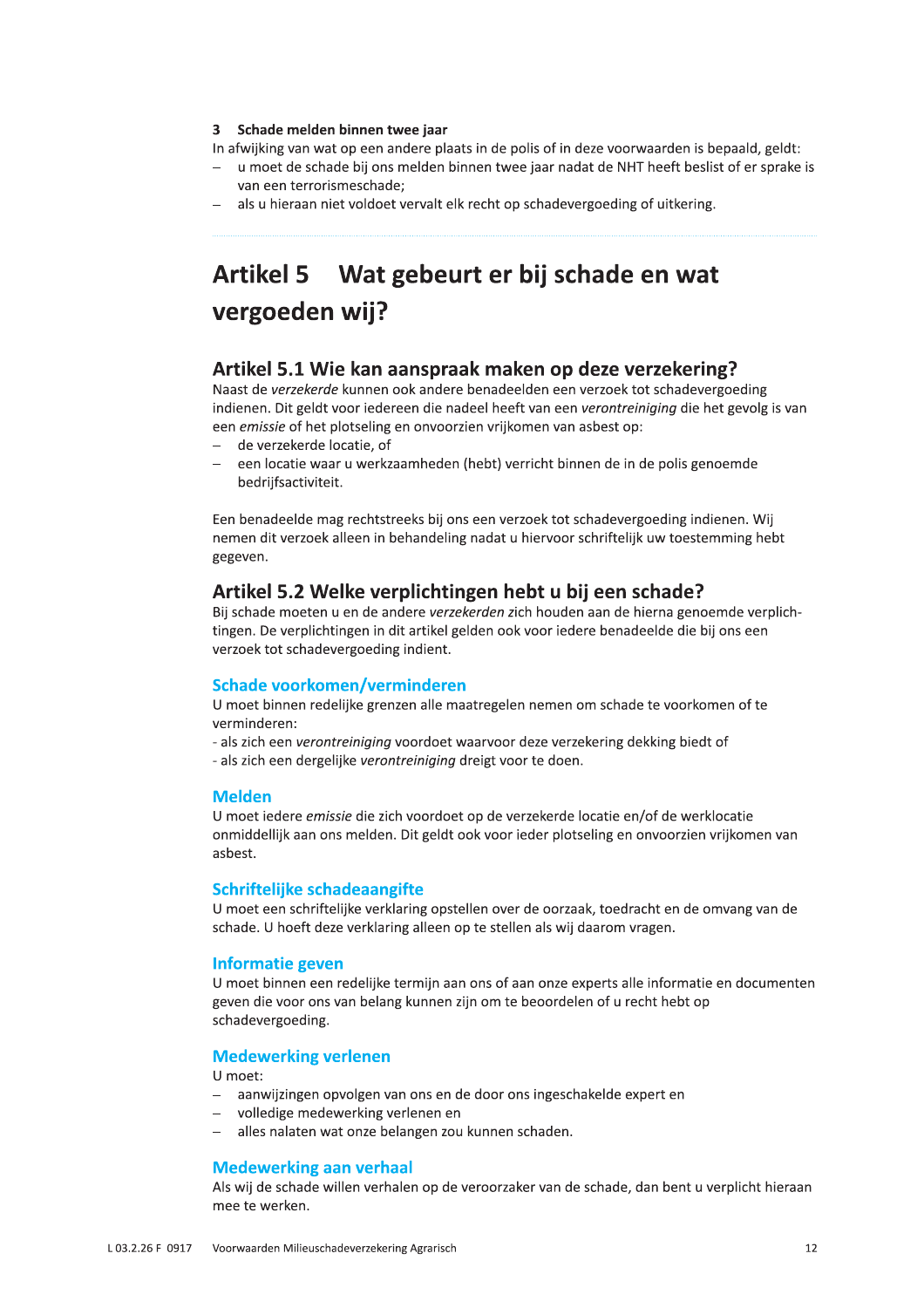**3 Schade melden binnen twee jaar**

In afwijking van wat op een andere plaats in de polis of in deze voorwaarden is bepaald, geldt:

- u moet de schade bij ons melden binnen twee jaar nadat de NHT heeft beslist of er sprake is van een terrorismeschade;
- als u hieraan niet voldoet vervalt elk recht op schadevergoeding of uitkering.

# Artikel 5 Wat gebeurt er bij schade en wat vergoeden wij?

## Artikel 5.1 Wie kan aanspraak maken op deze verzekering?

Naast de *verzekerde* kunnen ook andere benadeelden een verzoek tot schadevergoeding indienen. Dit geldt voor iedereen die nadeel heeft van een *verontreiniging* die het gevolg is van een *emissie* of het plotseling en onvoorzien vrijkomen van asbest op:

- de verzekerde locatie, of
- een locatie waar u werkzaamheden (hebt) verricht binnen de in de polis genoemde bedrijfsactiviteit.

Een benadeelde mag rechtstreeks bij ons een verzoek tot schadevergoeding indienen. Wij nemen dit verzoek alleen in behandeling nadat u hiervoor schriftelijk uw toestemming hebt gegeven.

## Artikel 5.2 Welke verplichtingen hebt u bij een schade?

Bij schade moeten u en de andere *verzekerden* zich houden aan de hierna genoemde verplichtingen. De verplichtingen in dit artikel gelden ook voor iedere benadeelde die bij ons een verzoek tot schadevergoeding indient.

### Schade voorkomen/verminderen

U moet binnen redelijke grenzen alle maatregelen nemen om schade te voorkomen of te verminderen:

- als zich een *verontreiniging* voordoet waarvoor deze verzekering dekking biedt of
- als zich een dergelijke *verontreiniging* dreigt voor te doen.

### Melden

U moet iedere *emissie* die zich voordoet op de verzekerde locatie en/of de werklocatie onmiddellijk aan ons melden. Dit geldt ook voor ieder plotseling en onvoorzien vrijkomen van asbest.

### Schriftelijke schadeaangifte

U moet een schriftelijke verklaring opstellen over de oorzaak, toedracht en de omvang van de schade. U hoeft deze verklaring alleen op te stellen als wij daarom vragen.

### Informatie geven

U moet binnen een redelijke termijn aan ons of aan onze experts alle informatie en documenten geven die voor ons van belang kunnen zijn om te beoordelen of u recht hebt op schadevergoeding.

### Medewerking verlenen

U moet:

- aanwijzingen opvolgen van ons en de door ons ingeschakelde expert en
- volledige medewerking verlenen en
- alles nalaten wat onze belangen zou kunnen schaden.

### Medewerking aan verhaal

Als wij de schade willen verhalen op de veroorzaker van de schade, dan bent u verplicht hieraan mee te werken.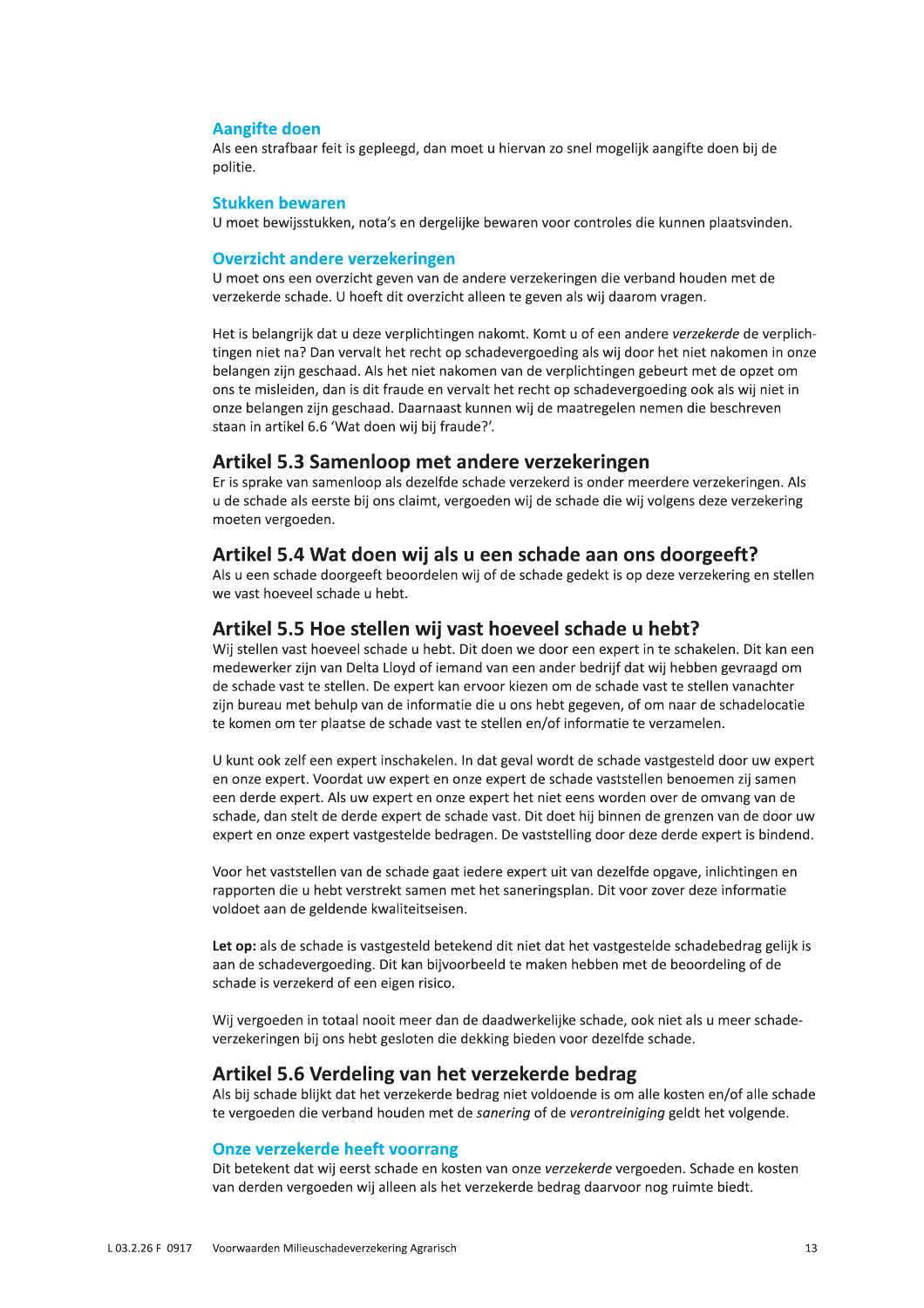### Aangifte doen

Als een strafbaar feit is gepleegd, dan moet u hiervan zo snel mogelijk aangifte doen bij de politie.

### Stukken bewaren

U moet bewijsstukken, nota's en dergelijke bewaren voor controles die kunnen plaatsvinden.

### Overzicht andere verzekeringen

U moet ons een overzicht geven van de andere verzekeringen die verband houden met de verzekerde schade. U hoeft dit overzicht alleen te geven als wij daarom vragen.

Het is belangrijk dat u deze verplichtingen nakomt. Komt u of een andere *verzekerde* de verplichtingen niet na? Dan vervalt het recht op schadevergoeding als wij door het niet nakomen in onze belangen zijn geschaad. Als het niet nakomen van de verplichtingen gebeurt met de opzet om ons te misleiden, dan is dit fraude en vervalt het recht op schadevergoeding ook als wij niet in onze belangen zijn geschaad. Daarnaast kunnen wij de maatregelen nemen die beschreven staan in artikel 6.6 'Wat doen wij bij fraude?'.

## Artikel 5.3 Samenloop met andere verzekeringen

Er is sprake van samenloop als dezelfde schade verzekerd is onder meerdere verzekeringen. Als u de schade als eerste bij ons claimt, vergoeden wij de schade die wij volgens deze verzekering moeten vergoeden.

## Artikel 5.4 Wat doen wij als u een schade aan ons doorgeeft?

Als u een schade doorgeeft beoordelen wij of de schade gedekt is op deze verzekering en stellen we vast hoeveel schade u hebt.

## Artikel 5.5 Hoe stellen wij vast hoeveel schade u hebt?

Wij stellen vast hoeveel schade u hebt. Dit doen we door een expert in te schakelen. Dit kan een medewerker zijn van Delta Lloyd of iemand van een ander bedrijf dat wij hebben gevraagd om de schade vast te stellen. De expert kan ervoor kiezen om de schade vast te stellen vanachter zijn bureau met behulp van de informatie die u ons hebt gegeven, of om naar de schadelocatie te komen om ter plaatse de schade vast te stellen en/of informatie te verzamelen.

U kunt ook zelf een expert inschakelen. In dat geval wordt de schade vastgesteld door uw expert en onze expert. Voordat uw expert en onze expert de schade vaststellen benoemen zij samen een derde expert. Als uw expert en onze expert het niet eens worden over de omvang van de schade, dan stelt de derde expert de schade vast. Dit doet hij binnen de grenzen van de door uw expert en onze expert vastgestelde bedragen. De vaststelling door deze derde expert is bindend.

Voor het vaststellen van de schade gaat iedere expert uit van dezelfde opgave, inlichtingen en rapporten die u hebt verstrekt samen met het saneringsplan. Dit voor zover deze informatie voldoet aan de geldende kwaliteitseisen.

**Let op:** als de schade is vastgesteld betekend dit niet dat het vastgestelde schadebedrag gelijk is aan de schadevergoeding. Dit kan bijvoorbeeld te maken hebben met de beoordeling of de schade is verzekerd of een eigen risico.

Wij vergoeden in totaal nooit meer dan de daadwerkelijke schade, ook niet als u meer schadeverzekeringen bij ons hebt gesloten die dekking bieden voor dezelfde schade.

## Artikel 5.6 Verdeling van het verzekerde bedrag

Als bij schade blijkt dat het verzekerde bedrag niet voldoende is om alle kosten en/of alle schade te vergoeden die verband houden met de *sanering* of de *verontreiniging* geldt het volgende.

### Onze verzekerde heeft voorrang

Dit betekent dat wij eerst schade en kosten van onze *verzekerde* vergoeden. Schade en kosten van derden vergoeden wij alleen als het verzekerde bedrag daarvoor nog ruimte biedt.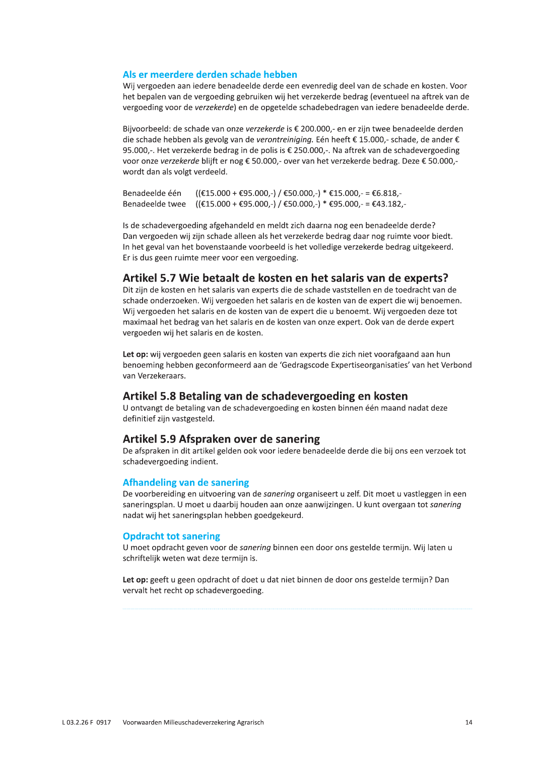### Als er meerdere derden schade hebben

Wij vergoeden aan iedere benadeelde derde een evenredig deel van de schade en kosten. Voor het bepalen van de vergoeding gebruiken wij het verzekerde bedrag (eventueel na aftrek van de vergoeding voor de *verzekerde*) en de opgetelde schadebedragen van iedere benadeelde derde.

Bijvoorbeeld: de schade van onze *verzekerde* is € 200.000,- en er zijn twee benadeelde derden die schade hebben als gevolg van de *verontreiniging.* Eén heeft € 15.000,- schade, de ander € 95.000,-. Het verzekerde bedrag in de polis is € 250.000,-. Na aftrek van de schadevergoeding voor onze *verzekerde* blijft er nog € 50.000,- over van het verzekerde bedrag. Deze € 50.000,- wordt dan als volgt verdeeld.

| | |
|---|---|
| Benadeelde één | ((€15.000 + €95.000,-) / €50.000,-) * €15.000,- = €6.818,- |
| Benadeelde twee | ((€15.000 + €95.000,-) / €50.000,-) * €95.000,- = €43.182,- |

Is de schadevergoeding afgehandeld en meldt zich daarna nog een benadeelde derde? Dan vergoeden wij zijn schade alleen als het verzekerde bedrag daar nog ruimte voor biedt. In het geval van het bovenstaande voorbeeld is het volledige verzekerde bedrag uitgekeerd. Er is dus geen ruimte meer voor een vergoeding.

## Artikel 5.7 Wie betaalt de kosten en het salaris van de experts?

Dit zijn de kosten en het salaris van experts die de schade vaststellen en de toedracht van de schade onderzoeken. Wij vergoeden het salaris en de kosten van de expert die wij benoemen. Wij vergoeden het salaris en de kosten van de expert die u benoemt. Wij vergoeden deze tot maximaal het bedrag van het salaris en de kosten van onze expert. Ook van de derde expert vergoeden wij het salaris en de kosten.

**Let op:** wij vergoeden geen salaris en kosten van experts die zich niet voorafgaand aan hun benoeming hebben geconformeerd aan de 'Gedragscode Expertiseorganisaties' van het Verbond van Verzekeraars.

## Artikel 5.8 Betaling van de schadevergoeding en kosten

U ontvangt de betaling van de schadevergoeding en kosten binnen één maand nadat deze definitief zijn vastgesteld.

## Artikel 5.9 Afspraken over de sanering

De afspraken in dit artikel gelden ook voor iedere benadeelde derde die bij ons een verzoek tot schadevergoeding indient.

### Afhandeling van de sanering

De voorbereiding en uitvoering van de *sanering* organiseert u zelf. Dit moet u vastleggen in een saneringsplan. U moet u daarbij houden aan onze aanwijzingen. U kunt overgaan tot *sanering* nadat wij het saneringsplan hebben goedgekeurd.

### Opdracht tot sanering

U moet opdracht geven voor de *sanering* binnen een door ons gestelde termijn. Wij laten u schriftelijk weten wat deze termijn is.

**Let op:** geeft u geen opdracht of doet u dat niet binnen de door ons gestelde termijn? Dan vervalt het recht op schadevergoeding.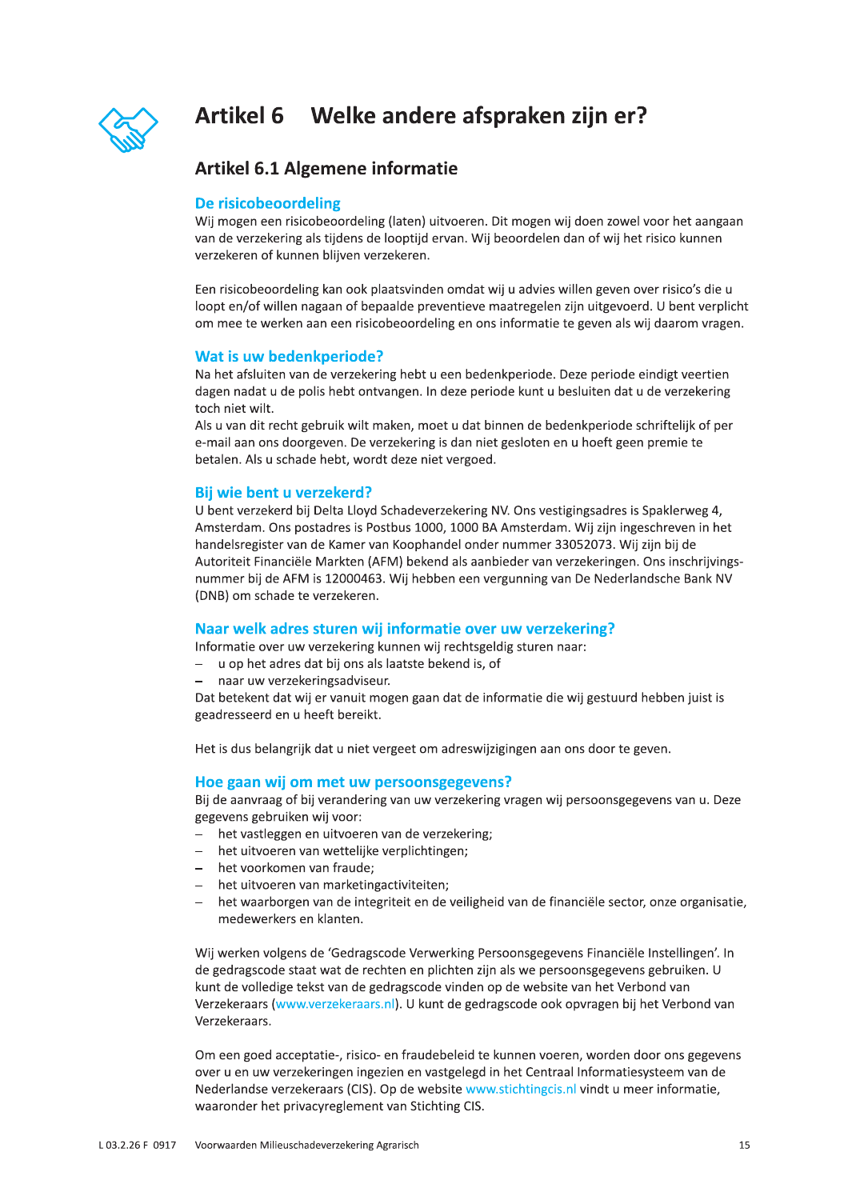# Artikel 6 Welke andere afspraken zijn er?

## Artikel 6.1 Algemene informatie

### De risicobeoordeling

Wij mogen een risicobeoordeling (laten) uitvoeren. Dit mogen wij doen zowel voor het aangaan van de verzekering als tijdens de looptijd ervan. Wij beoordelen dan of wij het risico kunnen verzekeren of kunnen blijven verzekeren.

Een risicobeoordeling kan ook plaatsvinden omdat wij u advies willen geven over risico's die u loopt en/of willen nagaan of bepaalde preventieve maatregelen zijn uitgevoerd. U bent verplicht om mee te werken aan een risicobeoordeling en ons informatie te geven als wij daarom vragen.

### Wat is uw bedenkperiode?

Na het afsluiten van de verzekering hebt u een bedenkperiode. Deze periode eindigt veertien dagen nadat u de polis hebt ontvangen. In deze periode kunt u besluiten dat u de verzekering toch niet wilt.
Als u van dit recht gebruik wilt maken, moet u dat binnen de bedenkperiode schriftelijk of per e-mail aan ons doorgeven. De verzekering is dan niet gesloten en u hoeft geen premie te betalen. Als u schade hebt, wordt deze niet vergoed.

### Bij wie bent u verzekerd?

U bent verzekerd bij Delta Lloyd Schadeverzekering NV. Ons vestigingsadres is Spaklerweg 4, Amsterdam. Ons postadres is Postbus 1000, 1000 BA Amsterdam. Wij zijn ingeschreven in het handelsregister van de Kamer van Koophandel onder nummer 33052073. Wij zijn bij de Autoriteit Financiële Markten (AFM) bekend als aanbieder van verzekeringen. Ons inschrijvingsnummer bij de AFM is 12000463. Wij hebben een vergunning van De Nederlandsche Bank NV (DNB) om schade te verzekeren.

### Naar welk adres sturen wij informatie over uw verzekering?

Informatie over uw verzekering kunnen wij rechtsgeldig sturen naar:

- u op het adres dat bij ons als laatste bekend is, of
- naar uw verzekeringsadviseur.

Dat betekent dat wij er vanuit mogen gaan dat de informatie die wij gestuurd hebben juist is geadresseerd en u heeft bereikt.

Het is dus belangrijk dat u niet vergeet om adreswijzigingen aan ons door te geven.

### Hoe gaan wij om met uw persoonsgegevens?

Bij de aanvraag of bij verandering van uw verzekering vragen wij persoonsgegevens van u. Deze gegevens gebruiken wij voor:

- het vastleggen en uitvoeren van de verzekering;
- het uitvoeren van wettelijke verplichtingen;
- het voorkomen van fraude;
- het uitvoeren van marketingactiviteiten;
- het waarborgen van de integriteit en de veiligheid van de financiële sector, onze organisatie, medewerkers en klanten.

Wij werken volgens de 'Gedragscode Verwerking Persoonsgegevens Financiële Instellingen'. In de gedragscode staat wat de rechten en plichten zijn als we persoonsgegevens gebruiken. U kunt de volledige tekst van de gedragscode vinden op de website van het Verbond van Verzekeraars (www.verzekeraars.nl). U kunt de gedragscode ook opvragen bij het Verbond van Verzekeraars.

Om een goed acceptatie-, risico- en fraudebeleid te kunnen voeren, worden door ons gegevens over u en uw verzekeringen ingezien en vastgelegd in het Centraal Informatiesysteem van de Nederlandse verzekeraars (CIS). Op de website www.stichtingcis.nl vindt u meer informatie, waaronder het privacyreglement van Stichting CIS.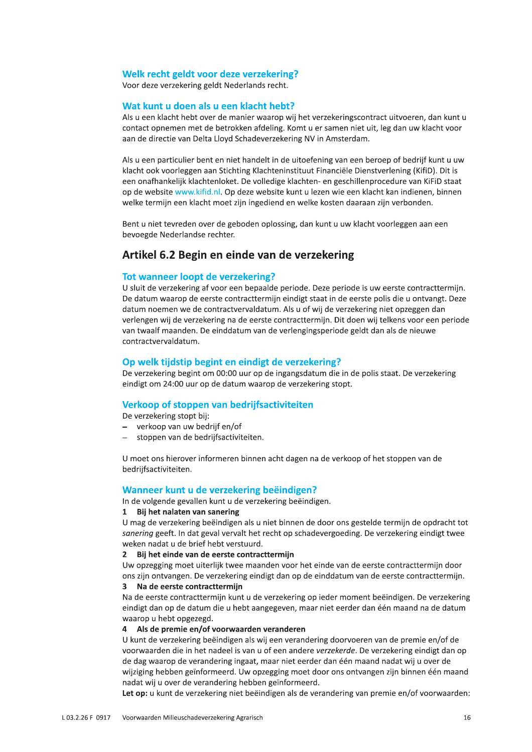### Welk recht geldt voor deze verzekering?

Voor deze verzekering geldt Nederlands recht.

### Wat kunt u doen als u een klacht hebt?

Als u een klacht hebt over de manier waarop wij het verzekeringscontract uitvoeren, dan kunt u contact opnemen met de betrokken afdeling. Komt u er samen niet uit, leg dan uw klacht voor aan de directie van Delta Lloyd Schadeverzekering NV in Amsterdam.

Als u een particulier bent en niet handelt in de uitoefening van een beroep of bedrijf kunt u uw klacht ook voorleggen aan Stichting Klachteninstituut Financiële Dienstverlening (KifiD). Dit is een onafhankelijk klachtenloket. De volledige klachten- en geschillenprocedure van KiFiD staat op de website www.kifid.nl. Op deze website kunt u lezen wie een klacht kan indienen, binnen welke termijn een klacht moet zijn ingediend en welke kosten daaraan zijn verbonden.

Bent u niet tevreden over de geboden oplossing, dan kunt u uw klacht voorleggen aan een bevoegde Nederlandse rechter.

## Artikel 6.2 Begin en einde van de verzekering

### Tot wanneer loopt de verzekering?

U sluit de verzekering af voor een bepaalde periode. Deze periode is uw eerste contracttermijn. De datum waarop de eerste contracttermijn eindigt staat in de eerste polis die u ontvangt. Deze datum noemen we de contractvervaldatum. Als u of wij de verzekering niet opzeggen dan verlengen wij de verzekering na de eerste contracttermijn. Dit doen wij telkens voor een periode van twaalf maanden. De einddatum van de verlengingsperiode geldt dan als de nieuwe contractvervaldatum.

### Op welk tijdstip begint en eindigt de verzekering?

De verzekering begint om 00:00 uur op de ingangsdatum die in de polis staat. De verzekering eindigt om 24:00 uur op de datum waarop de verzekering stopt.

### Verkoop of stoppen van bedrijfsactiviteiten

De verzekering stopt bij:

- verkoop van uw bedrijf en/of
- stoppen van de bedrijfsactiviteiten.

U moet ons hierover informeren binnen acht dagen na de verkoop of het stoppen van de bedrijfsactiviteiten.

### Wanneer kunt u de verzekering beëindigen?

In de volgende gevallen kunt u de verzekering beëindigen.

**1 Bij het nalaten van sanering**

U mag de verzekering beëindigen als u niet binnen de door ons gestelde termijn de opdracht tot *sanering* geeft. In dat geval vervalt het recht op schadevergoeding. De verzekering eindigt twee weken nadat u de brief hebt verstuurd.

**2 Bij het einde van de eerste contracttermijn**

Uw opzegging moet uiterlijk twee maanden voor het einde van de eerste contracttermijn door ons zijn ontvangen. De verzekering eindigt dan op de einddatum van de eerste contracttermijn.

**3 Na de eerste contracttermijn**

Na de eerste contracttermijn kunt u de verzekering op ieder moment beëindigen. De verzekering eindigt dan op de datum die u hebt aangegeven, maar niet eerder dan één maand na de datum waarop u hebt opgezegd.

**4 Als de premie en/of voorwaarden veranderen**

U kunt de verzekering beëindigen als wij een verandering doorvoeren van de premie en/of de voorwaarden die in het nadeel is van u of een andere *verzekerde*. De verzekering eindigt dan op de dag waarop de verandering ingaat, maar niet eerder dan één maand nadat wij u over de wijziging hebben geïnformeerd. Uw opzegging moet door ons ontvangen zijn binnen één maand nadat wij u over de verandering hebben geïnformeerd.

**Let op:** u kunt de verzekering niet beëindigen als de verandering van premie en/of voorwaarden: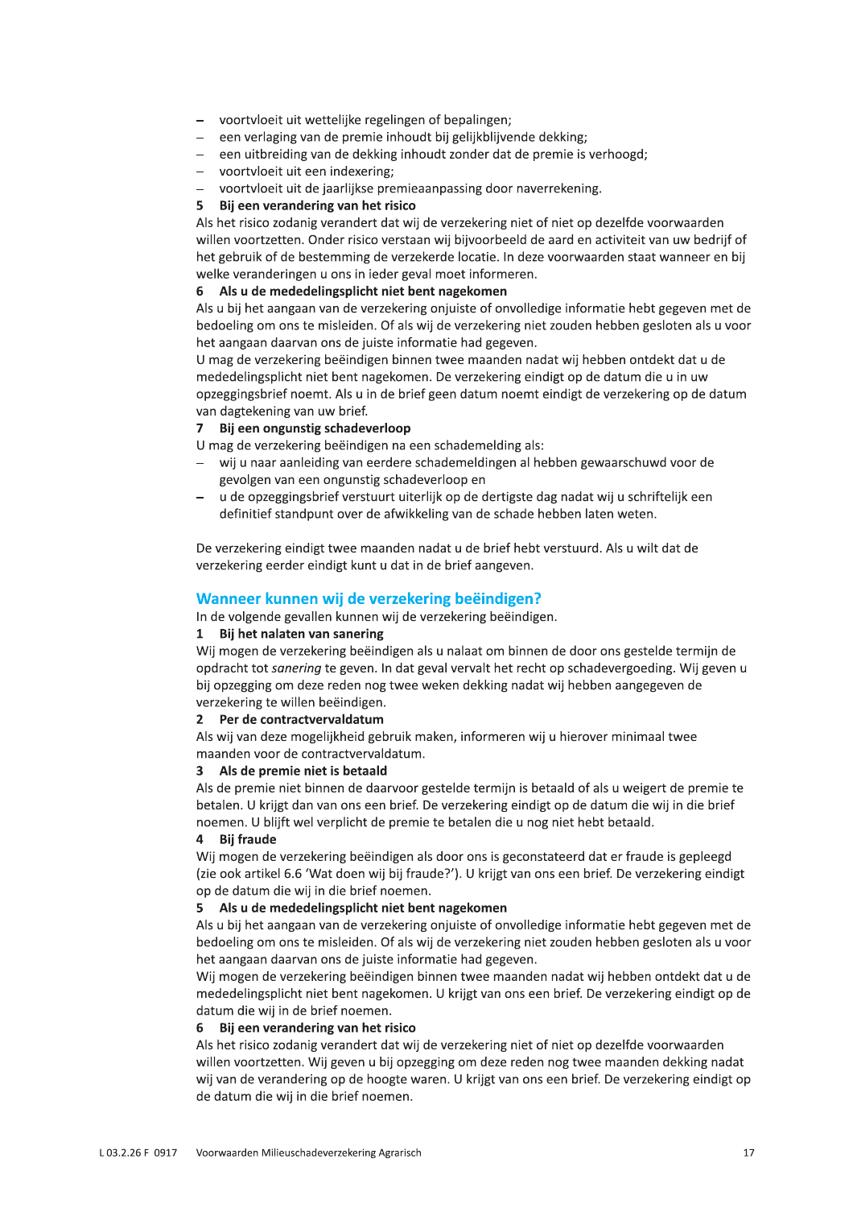- voortvloeit uit wettelijke regelingen of bepalingen;
- een verlaging van de premie inhoudt bij gelijkblijvende dekking;
- een uitbreiding van de dekking inhoudt zonder dat de premie is verhoogd;
- voortvloeit uit een indexering;
- voortvloeit uit de jaarlijkse premieaanpassing door naverrekening.

**5 Bij een verandering van het risico**

Als het risico zodanig verandert dat wij de verzekering niet of niet op dezelfde voorwaarden willen voortzetten. Onder risico verstaan wij bijvoorbeeld de aard en activiteit van uw bedrijf of het gebruik of de bestemming de verzekerde locatie. In deze voorwaarden staat wanneer en bij welke veranderingen u ons in ieder geval moet informeren.

**6 Als u de mededelingsplicht niet bent nagekomen**

Als u bij het aangaan van de verzekering onjuiste of onvolledige informatie hebt gegeven met de bedoeling om ons te misleiden. Of als wij de verzekering niet zouden hebben gesloten als u voor het aangaan daarvan ons de juiste informatie had gegeven.
U mag de verzekering beëindigen binnen twee maanden nadat wij hebben ontdekt dat u de mededelingsplicht niet bent nagekomen. De verzekering eindigt op de datum die u in uw opzeggingsbrief noemt. Als u in de brief geen datum noemt eindigt de verzekering op de datum van dagtekening van uw brief.

**7 Bij een ongunstig schadeverloop**

U mag de verzekering beëindigen na een schademelding als:

- wij u naar aanleiding van eerdere schademeldingen al hebben gewaarschuwd voor de gevolgen van een ongunstig schadeverloop en
- u de opzeggingsbrief verstuurt uiterlijk op de dertigste dag nadat wij u schriftelijk een definitief standpunt over de afwikkeling van de schade hebben laten weten.

De verzekering eindigt twee maanden nadat u de brief hebt verstuurd. Als u wilt dat de verzekering eerder eindigt kunt u dat in de brief aangeven.

## Wanneer kunnen wij de verzekering beëindigen?

In de volgende gevallen kunnen wij de verzekering beëindigen.

**1 Bij het nalaten van sanering**

Wij mogen de verzekering beëindigen als u nalaat om binnen de door ons gestelde termijn de opdracht tot *sanering* te geven. In dat geval vervalt het recht op schadevergoeding. Wij geven u bij opzegging om deze reden nog twee weken dekking nadat wij hebben aangegeven de verzekering te willen beëindigen.

**2 Per de contractvervaldatum**

Als wij van deze mogelijkheid gebruik maken, informeren wij u hierover minimaal twee maanden voor de contractvervaldatum.

**3 Als de premie niet is betaald**

Als de premie niet binnen de daarvoor gestelde termijn is betaald of als u weigert de premie te betalen. U krijgt dan van ons een brief. De verzekering eindigt op de datum die wij in die brief noemen. U blijft wel verplicht de premie te betalen die u nog niet hebt betaald.

**4 Bij fraude**

Wij mogen de verzekering beëindigen als door ons is geconstateerd dat er fraude is gepleegd (zie ook artikel 6.6 'Wat doen wij bij fraude?'). U krijgt van ons een brief. De verzekering eindigt op de datum die wij in die brief noemen.

**5 Als u de mededelingsplicht niet bent nagekomen**

Als u bij het aangaan van de verzekering onjuiste of onvolledige informatie hebt gegeven met de bedoeling om ons te misleiden. Of als wij de verzekering niet zouden hebben gesloten als u voor het aangaan daarvan ons de juiste informatie had gegeven.
Wij mogen de verzekering beëindigen binnen twee maanden nadat wij hebben ontdekt dat u de mededelingsplicht niet bent nagekomen. U krijgt van ons een brief. De verzekering eindigt op de datum die wij in de brief noemen.

**6 Bij een verandering van het risico**

Als het risico zodanig verandert dat wij de verzekering niet of niet op dezelfde voorwaarden willen voortzetten. Wij geven u bij opzegging om deze reden nog twee maanden dekking nadat wij van de verandering op de hoogte waren. U krijgt van ons een brief. De verzekering eindigt op de datum die wij in die brief noemen.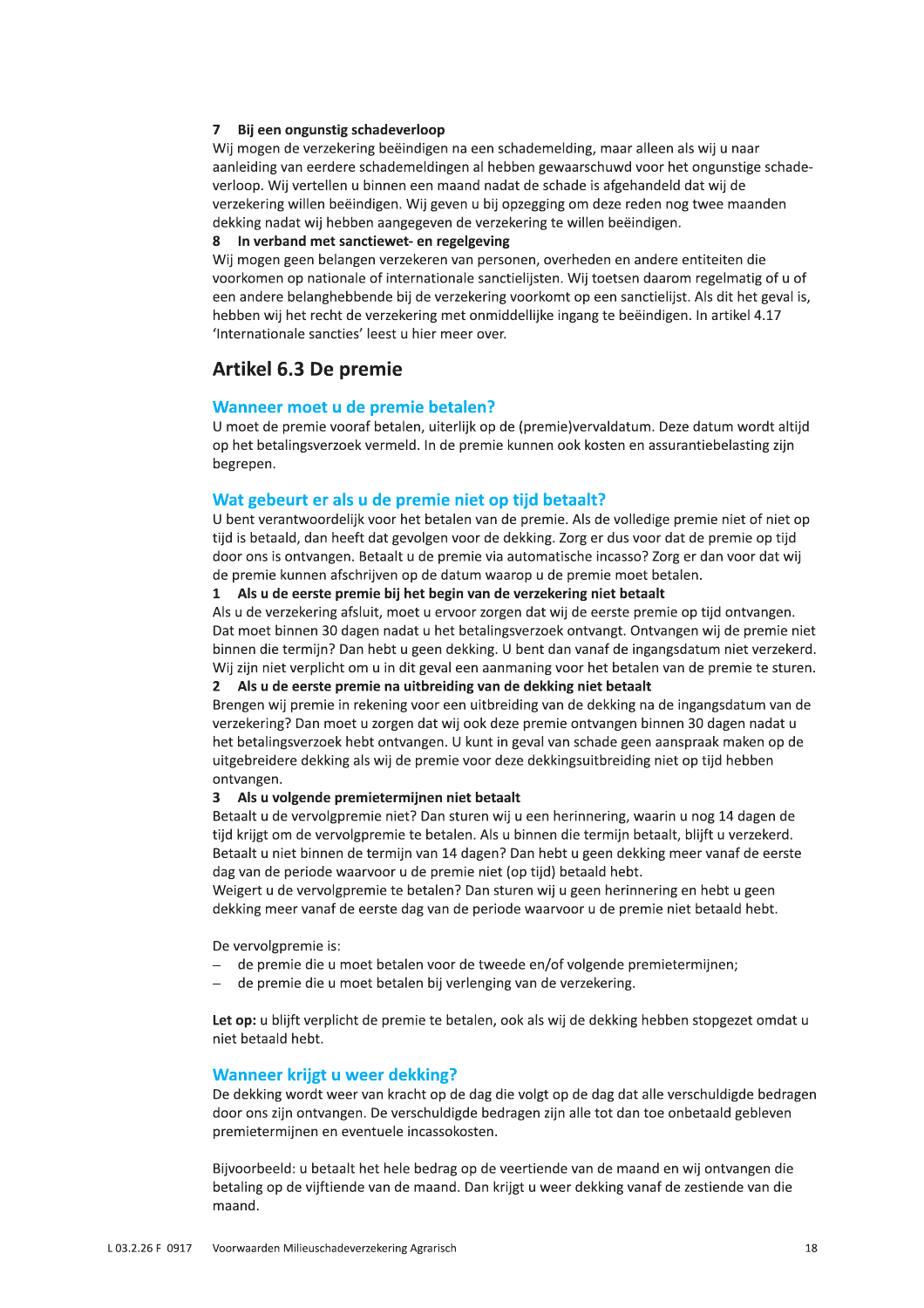**7 Bij een ongunstig schadeverloop**

Wij mogen de verzekering beëindigen na een schademelding, maar alleen als wij u naar aanleiding van eerdere schademeldingen al hebben gewaarschuwd voor het ongunstige schadeverloop. Wij vertellen u binnen een maand nadat de schade is afgehandeld dat wij de verzekering willen beëindigen. Wij geven u bij opzegging om deze reden nog twee maanden dekking nadat wij hebben aangegeven de verzekering te willen beëindigen.

**8 In verband met sanctiewet- en regelgeving**

Wij mogen geen belangen verzekeren van personen, overheden en andere entiteiten die voorkomen op nationale of internationale sanctielijsten. Wij toetsen daarom regelmatig of u of een andere belanghebbende bij de verzekering voorkomt op een sanctielijst. Als dit het geval is, hebben wij het recht de verzekering met onmiddellijke ingang te beëindigen. In artikel 4.17 'Internationale sancties' leest u hier meer over.

## Artikel 6.3 De premie

### Wanneer moet u de premie betalen?

U moet de premie vooraf betalen, uiterlijk op de (premie)vervaldatum. Deze datum wordt altijd op het betalingsverzoek vermeld. In de premie kunnen ook kosten en assurantiebelasting zijn begrepen.

### Wat gebeurt er als u de premie niet op tijd betaalt?

U bent verantwoordelijk voor het betalen van de premie. Als de volledige premie niet of niet op tijd is betaald, dan heeft dat gevolgen voor de dekking. Zorg er dus voor dat de premie op tijd door ons is ontvangen. Betaalt u de premie via automatische incasso? Zorg er dan voor dat wij de premie kunnen afschrijven op de datum waarop u de premie moet betalen.

**1 Als u de eerste premie bij het begin van de verzekering niet betaalt**

Als u de verzekering afsluit, moet u ervoor zorgen dat wij de eerste premie op tijd ontvangen. Dat moet binnen 30 dagen nadat u het betalingsverzoek ontvangt. Ontvangen wij de premie niet binnen die termijn? Dan hebt u geen dekking. U bent dan vanaf de ingangsdatum niet verzekerd. Wij zijn niet verplicht om u in dit geval een aanmaning voor het betalen van de premie te sturen.

**2 Als u de eerste premie na uitbreiding van de dekking niet betaalt**

Brengen wij premie in rekening voor een uitbreiding van de dekking na de ingangsdatum van de verzekering? Dan moet u zorgen dat wij ook deze premie ontvangen binnen 30 dagen nadat u het betalingsverzoek hebt ontvangen. U kunt in geval van schade geen aanspraak maken op de uitgebreidere dekking als wij de premie voor deze dekkingsuitbreiding niet op tijd hebben ontvangen.

**3 Als u volgende premietermijnen niet betaalt**

Betaalt u de vervolgpremie niet? Dan sturen wij u een herinnering, waarin u nog 14 dagen de tijd krijgt om de vervolgpremie te betalen. Als u binnen die termijn betaalt, blijft u verzekerd. Betaalt u niet binnen de termijn van 14 dagen? Dan hebt u geen dekking meer vanaf de eerste dag van de periode waarvoor u de premie niet (op tijd) betaald hebt.
Weigert u de vervolgpremie te betalen? Dan sturen wij u geen herinnering en hebt u geen dekking meer vanaf de eerste dag van de periode waarvoor u de premie niet betaald hebt.

De vervolgpremie is:

- de premie die u moet betalen voor de tweede en/of volgende premietermijnen;
- de premie die u moet betalen bij verlenging van de verzekering.

**Let op:** u blijft verplicht de premie te betalen, ook als wij de dekking hebben stopgezet omdat u niet betaald hebt.

### Wanneer krijgt u weer dekking?

De dekking wordt weer van kracht op de dag die volgt op de dag dat alle verschuldigde bedragen door ons zijn ontvangen. De verschuldigde bedragen zijn alle tot dan toe onbetaald gebleven premietermijnen en eventuele incassokosten.

Bijvoorbeeld: u betaalt het hele bedrag op de veertiende van de maand en wij ontvangen die betaling op de vijftiende van de maand. Dan krijgt u weer dekking vanaf de zestiende van die maand.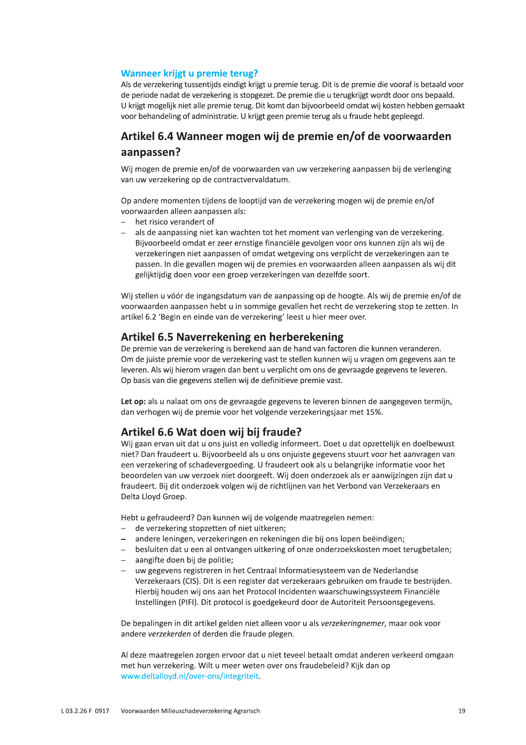### Wanneer krijgt u premie terug?

Als de verzekering tussentijds eindigt krijgt u premie terug. Dit is de premie die vooraf is betaald voor de periode nadat de verzekering is stopgezet. De premie die u terugkrijgt wordt door ons bepaald. U krijgt mogelijk niet alle premie terug. Dit komt dan bijvoorbeeld omdat wij kosten hebben gemaakt voor behandeling of administratie. U krijgt geen premie terug als u fraude hebt gepleegd.

## Artikel 6.4 Wanneer mogen wij de premie en/of de voorwaarden aanpassen?

Wij mogen de premie en/of de voorwaarden van uw verzekering aanpassen bij de verlenging van uw verzekering op de contractvervaldatum.

Op andere momenten tijdens de looptijd van de verzekering mogen wij de premie en/of voorwaarden alleen aanpassen als:

- het risico verandert of
- als de aanpassing niet kan wachten tot het moment van verlenging van de verzekering. Bijvoorbeeld omdat er zeer ernstige financiële gevolgen voor ons kunnen zijn als wij de verzekeringen niet aanpassen of omdat wetgeving ons verplicht de verzekeringen aan te passen. In die gevallen mogen wij de premies en voorwaarden alleen aanpassen als wij dit gelijktijdig doen voor een groep verzekeringen van dezelfde soort.

Wij stellen u vóór de ingangsdatum van de aanpassing op de hoogte. Als wij de premie en/of de voorwaarden aanpassen hebt u in sommige gevallen het recht de verzekering stop te zetten. In artikel 6.2 'Begin en einde van de verzekering' leest u hier meer over.

## Artikel 6.5 Naverrekening en herberekening

De premie van de verzekering is berekend aan de hand van factoren die kunnen veranderen. Om de juiste premie voor de verzekering vast te stellen kunnen wij u vragen om gegevens aan te leveren. Als wij hierom vragen dan bent u verplicht om ons de gevraagde gegevens te leveren. Op basis van die gegevens stellen wij de definitieve premie vast.

**Let op:** als u nalaat om ons de gevraagde gegevens te leveren binnen de aangegeven termijn, dan verhogen wij de premie voor het volgende verzekeringsjaar met 15%.

## Artikel 6.6 Wat doen wij bij fraude?

Wij gaan ervan uit dat u ons juist en volledig informeert. Doet u dat opzettelijk en doelbewust niet? Dan fraudeert u. Bijvoorbeeld als u ons onjuiste gegevens stuurt voor het aanvragen van een verzekering of schadevergoeding. U fraudeert ook als u belangrijke informatie voor het beoordelen van uw verzoek niet doorgeeft. Wij doen onderzoek als er aanwijzingen zijn dat u fraudeert. Bij dit onderzoek volgen wij de richtlijnen van het Verbond van Verzekeraars en Delta Lloyd Groep.

Hebt u gefraudeerd? Dan kunnen wij de volgende maatregelen nemen:

- de verzekering stopzetten of niet uitkeren;
- andere leningen, verzekeringen en rekeningen die bij ons lopen beëindigen;
- besluiten dat u een al ontvangen uitkering of onze onderzoekskosten moet terugbetalen;
- aangifte doen bij de politie;
- uw gegevens registreren in het Centraal Informatiesysteem van de Nederlandse Verzekeraars (CIS). Dit is een register dat verzekeraars gebruiken om fraude te bestrijden. Hierbij houden wij ons aan het Protocol Incidenten waarschuwingssysteem Financiële Instellingen (PIFI). Dit protocol is goedgekeurd door de Autoriteit Persoonsgegevens.

De bepalingen in dit artikel gelden niet alleen voor u als *verzekeringnemer*, maar ook voor andere *verzekerden* of derden die fraude plegen.

Al deze maatregelen zorgen ervoor dat u niet teveel betaalt omdat anderen verkeerd omgaan met hun verzekering. Wilt u meer weten over ons fraudebeleid? Kijk dan op www.deltalloyd.nl/over-ons/integriteit.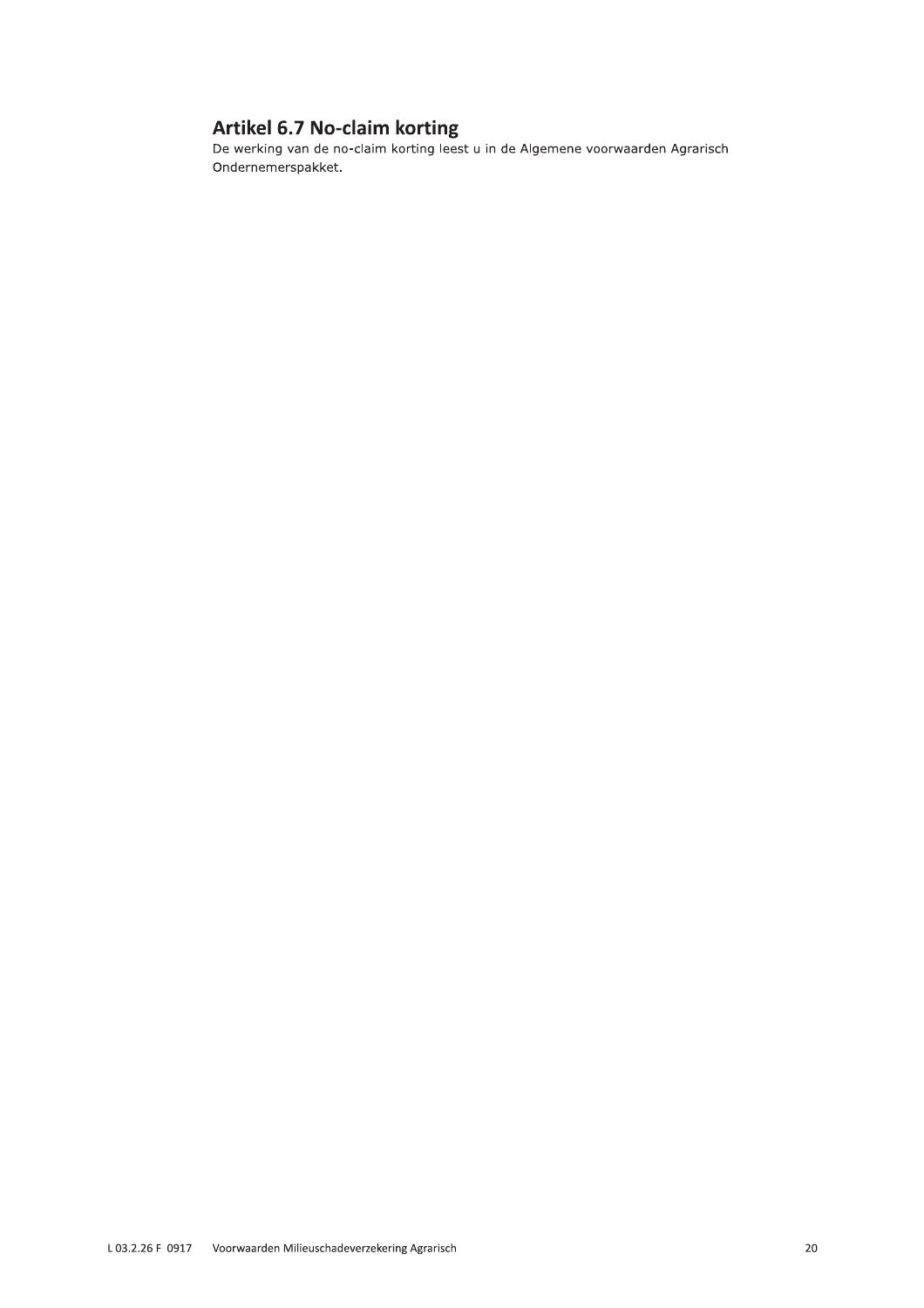## Artikel 6.7 No-claim korting

De werking van de no-claim korting leest u in de Algemene voorwaarden Agrarisch Ondernemerspakket.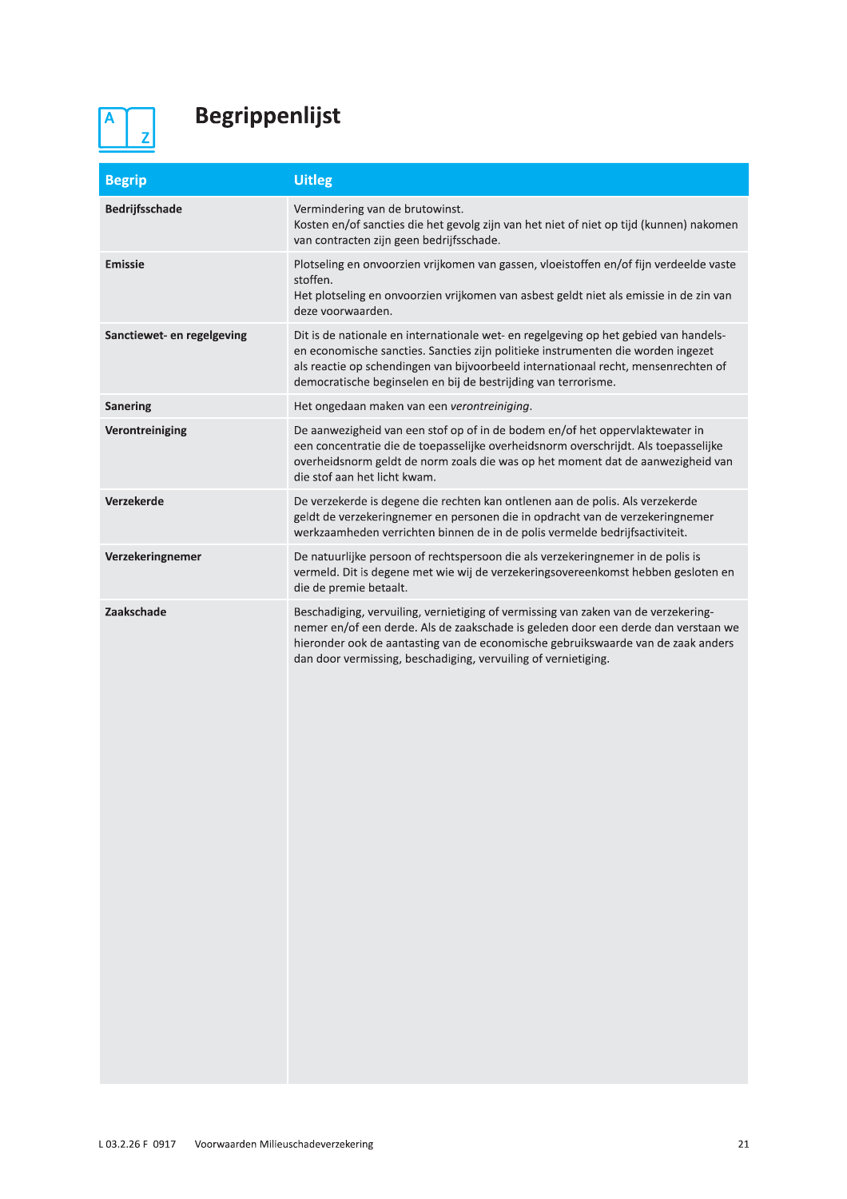# Begrippenlijst

| Begrip | Uitleg |
|---|---|
| **Bedrijfsschade** | Vermindering van de brutowinst.<br>Kosten en/of sancties die het gevolg zijn van het niet of niet op tijd (kunnen) nakomen van contracten zijn geen bedrijfsschade. |
| **Emissie** | Plotseling en onvoorzien vrijkomen van gassen, vloeistoffen en/of fijn verdeelde vaste stoffen.<br>Het plotseling en onvoorzien vrijkomen van asbest geldt niet als emissie in de zin van deze voorwaarden. |
| **Sanctiewet- en regelgeving** | Dit is de nationale en internationale wet- en regelgeving op het gebied van handels- en economische sancties. Sancties zijn politieke instrumenten die worden ingezet als reactie op schendingen van bijvoorbeeld internationaal recht, mensenrechten of democratische beginselen en bij de bestrijding van terrorisme. |
| **Sanering** | Het ongedaan maken van een *verontreiniging*. |
| **Verontreiniging** | De aanwezigheid van een stof op of in de bodem en/of het oppervlaktewater in een concentratie die de toepasselijke overheidsnorm overschrijdt. Als toepasselijke overheidsnorm geldt de norm zoals die was op het moment dat de aanwezigheid van die stof aan het licht kwam. |
| **Verzekerde** | De verzekerde is degene die rechten kan ontlenen aan de polis. Als verzekerde geldt de verzekeringnemer en personen die in opdracht van de verzekeringnemer werkzaamheden verrichten binnen de in de polis vermelde bedrijfsactiviteit. |
| **Verzekeringnemer** | De natuurlijke persoon of rechtspersoon die als verzekeringnemer in de polis is vermeld. Dit is degene met wie wij de verzekeringsovereenkomst hebben gesloten en die de premie betaalt. |
| **Zaakschade** | Beschadiging, vervuiling, vernietiging of vermissing van zaken van de verzekeringnemer en/of een derde. Als de zaakschade is geleden door een derde dan verstaan we hieronder ook de aantasting van de economische gebruikswaarde van de zaak anders dan door vermissing, beschadiging, vervuiling of vernietiging. |